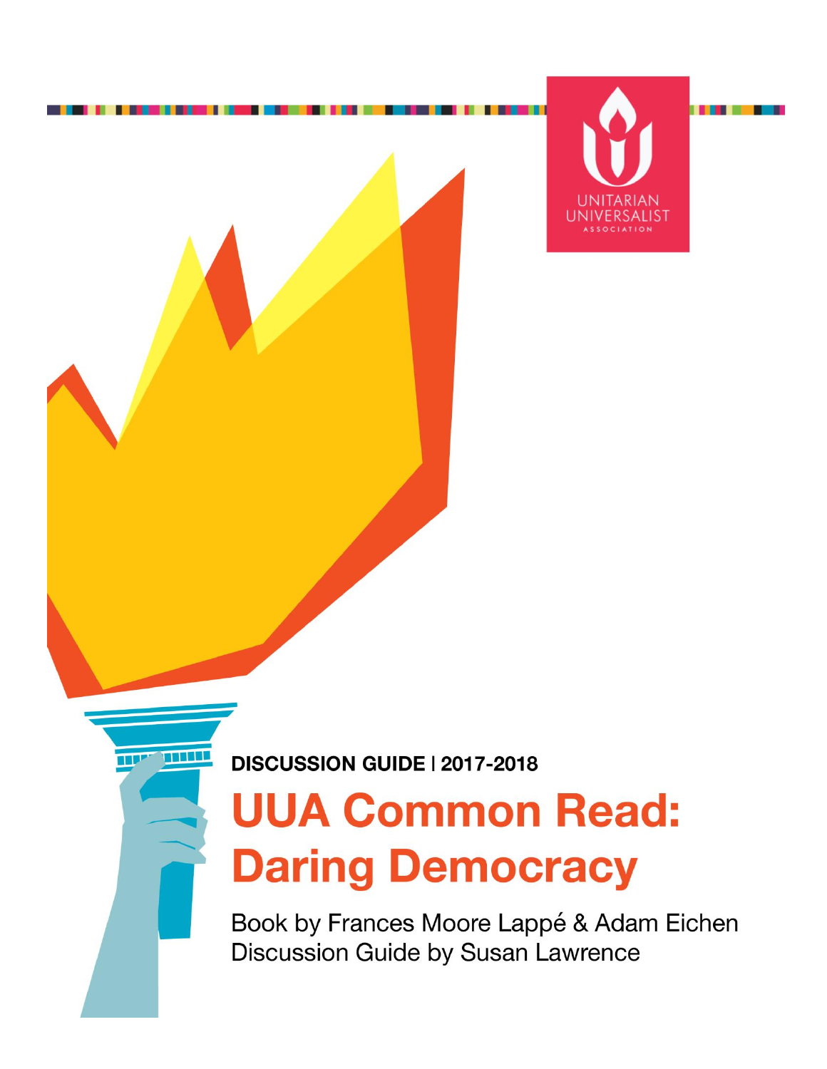UNITARIAN UNIVERSALIST ASSOCIATION

**DISCUSSION GUIDE | 2017-2018**

# UUA Common Read: Daring Democracy

Book by Frances Moore Lappé & Adam Eichen
Discussion Guide by Susan Lawrence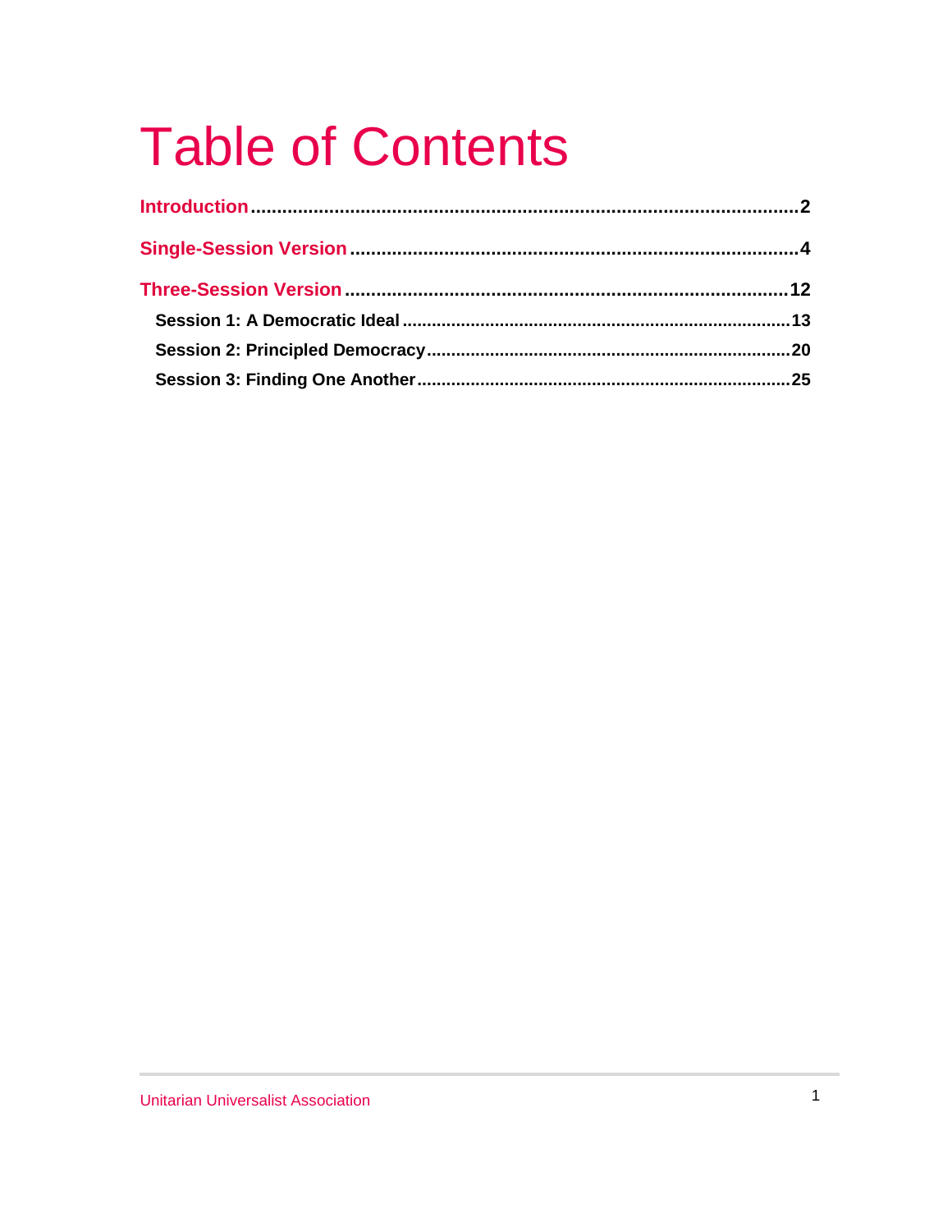# Table of Contents

**Introduction** .......... 2

**Single-Session Version** .......... 4

**Three-Session Version** .......... 12

- **Session 1: A Democratic Ideal** .......... 13
- **Session 2: Principled Democracy** .......... 20
- **Session 3: Finding One Another** .......... 25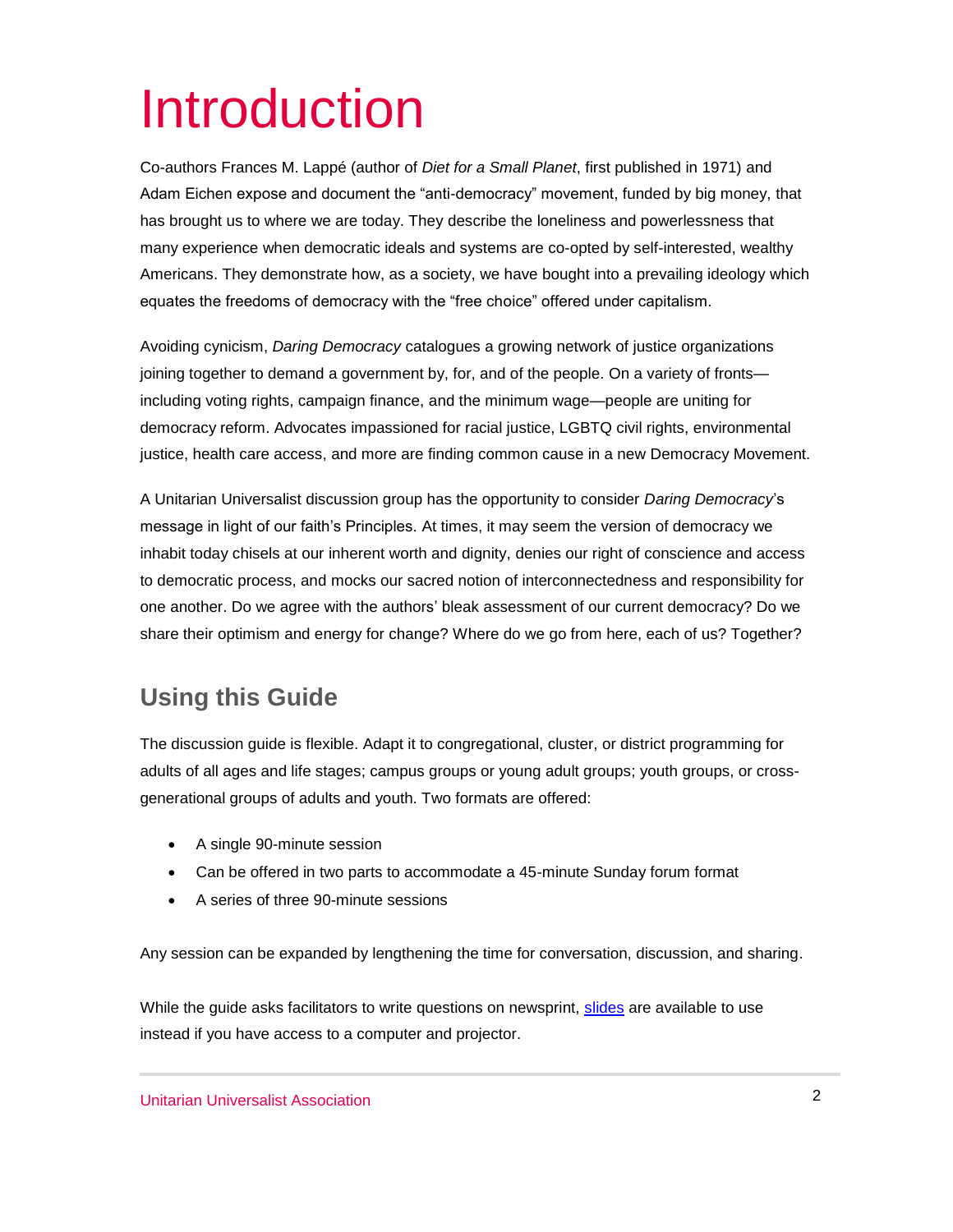# Introduction

Co-authors Frances M. Lappé (author of *Diet for a Small Planet*, first published in 1971) and Adam Eichen expose and document the "anti-democracy" movement, funded by big money, that has brought us to where we are today. They describe the loneliness and powerlessness that many experience when democratic ideals and systems are co-opted by self-interested, wealthy Americans. They demonstrate how, as a society, we have bought into a prevailing ideology which equates the freedoms of democracy with the "free choice" offered under capitalism.

Avoiding cynicism, *Daring Democracy* catalogues a growing network of justice organizations joining together to demand a government by, for, and of the people. On a variety of fronts—including voting rights, campaign finance, and the minimum wage—people are uniting for democracy reform. Advocates impassioned for racial justice, LGBTQ civil rights, environmental justice, health care access, and more are finding common cause in a new Democracy Movement.

A Unitarian Universalist discussion group has the opportunity to consider *Daring Democracy*'s message in light of our faith's Principles. At times, it may seem the version of democracy we inhabit today chisels at our inherent worth and dignity, denies our right of conscience and access to democratic process, and mocks our sacred notion of interconnectedness and responsibility for one another. Do we agree with the authors' bleak assessment of our current democracy? Do we share their optimism and energy for change? Where do we go from here, each of us? Together?

## Using this Guide

The discussion guide is flexible. Adapt it to congregational, cluster, or district programming for adults of all ages and life stages; campus groups or young adult groups; youth groups, or cross-generational groups of adults and youth. Two formats are offered:

- A single 90-minute session
- Can be offered in two parts to accommodate a 45-minute Sunday forum format
- A series of three 90-minute sessions

Any session can be expanded by lengthening the time for conversation, discussion, and sharing.

While the guide asks facilitators to write questions on newsprint, slides are available to use instead if you have access to a computer and projector.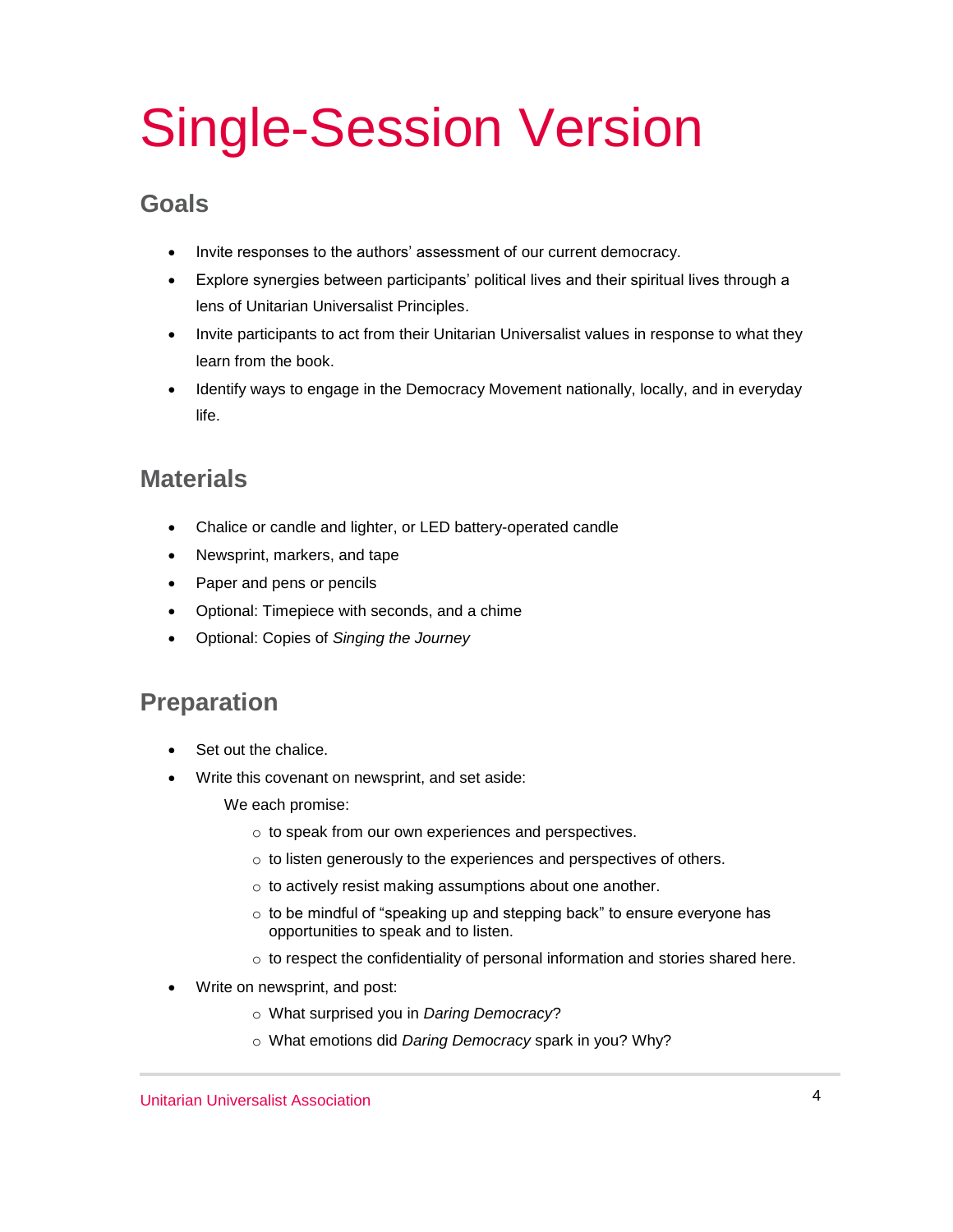# Single-Session Version

## Goals

- Invite responses to the authors' assessment of our current democracy.
- Explore synergies between participants' political lives and their spiritual lives through a lens of Unitarian Universalist Principles.
- Invite participants to act from their Unitarian Universalist values in response to what they learn from the book.
- Identify ways to engage in the Democracy Movement nationally, locally, and in everyday life.

## Materials

- Chalice or candle and lighter, or LED battery-operated candle
- Newsprint, markers, and tape
- Paper and pens or pencils
- Optional: Timepiece with seconds, and a chime
- Optional: Copies of *Singing the Journey*

## Preparation

- Set out the chalice.
- Write this covenant on newsprint, and set aside:

  We each promise:

  - to speak from our own experiences and perspectives.
  - to listen generously to the experiences and perspectives of others.
  - to actively resist making assumptions about one another.
  - to be mindful of "speaking up and stepping back" to ensure everyone has opportunities to speak and to listen.
  - to respect the confidentiality of personal information and stories shared here.
- Write on newsprint, and post:
  - What surprised you in *Daring Democracy*?
  - What emotions did *Daring Democracy* spark in you? Why?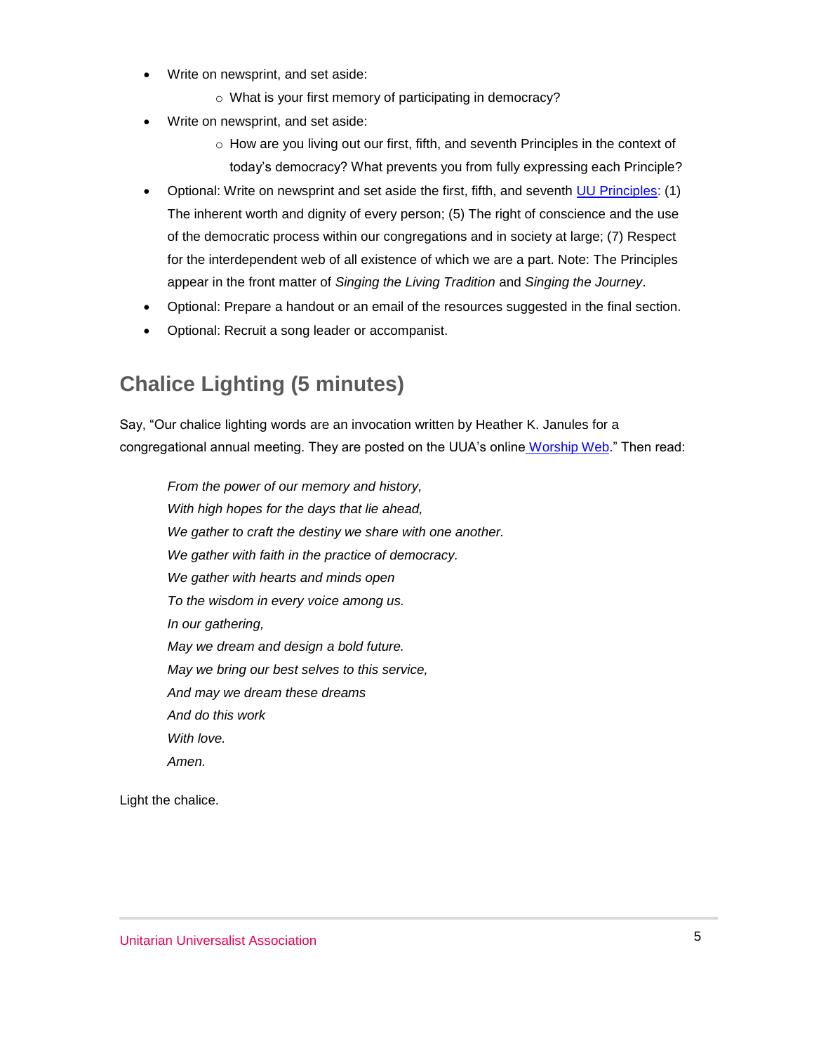- Write on newsprint, and set aside:
  - What is your first memory of participating in democracy?
- Write on newsprint, and set aside:
  - How are you living out our first, fifth, and seventh Principles in the context of today's democracy? What prevents you from fully expressing each Principle?
- Optional: Write on newsprint and set aside the first, fifth, and seventh [UU Principles](): (1) The inherent worth and dignity of every person; (5) The right of conscience and the use of the democratic process within our congregations and in society at large; (7) Respect for the interdependent web of all existence of which we are a part. Note: The Principles appear in the front matter of *Singing the Living Tradition* and *Singing the Journey*.
- Optional: Prepare a handout or an email of the resources suggested in the final section.
- Optional: Recruit a song leader or accompanist.

## Chalice Lighting (5 minutes)

Say, "Our chalice lighting words are an invocation written by Heather K. Janules for a congregational annual meeting. They are posted on the UUA's online [Worship Web]()." Then read:

> *From the power of our memory and history,*
> *With high hopes for the days that lie ahead,*
> *We gather to craft the destiny we share with one another.*
> *We gather with faith in the practice of democracy.*
> *We gather with hearts and minds open*
> *To the wisdom in every voice among us.*
> *In our gathering,*
> *May we dream and design a bold future.*
> *May we bring our best selves to this service,*
> *And may we dream these dreams*
> *And do this work*
> *With love.*
> *Amen.*

Light the chalice.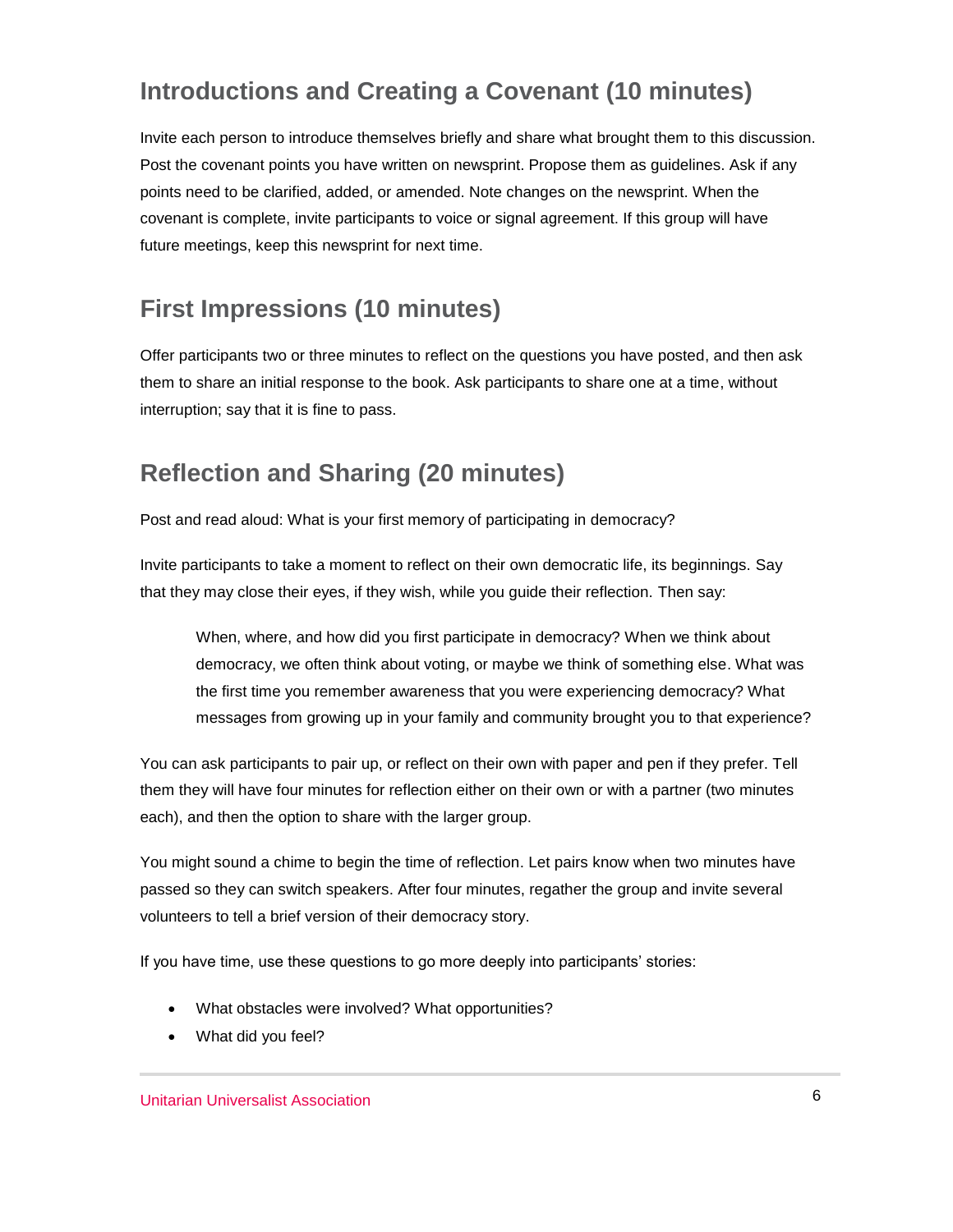## Introductions and Creating a Covenant (10 minutes)

Invite each person to introduce themselves briefly and share what brought them to this discussion. Post the covenant points you have written on newsprint. Propose them as guidelines. Ask if any points need to be clarified, added, or amended. Note changes on the newsprint. When the covenant is complete, invite participants to voice or signal agreement. If this group will have future meetings, keep this newsprint for next time.

## First Impressions (10 minutes)

Offer participants two or three minutes to reflect on the questions you have posted, and then ask them to share an initial response to the book. Ask participants to share one at a time, without interruption; say that it is fine to pass.

## Reflection and Sharing (20 minutes)

Post and read aloud: What is your first memory of participating in democracy?

Invite participants to take a moment to reflect on their own democratic life, its beginnings. Say that they may close their eyes, if they wish, while you guide their reflection. Then say:

> When, where, and how did you first participate in democracy? When we think about democracy, we often think about voting, or maybe we think of something else. What was the first time you remember awareness that you were experiencing democracy? What messages from growing up in your family and community brought you to that experience?

You can ask participants to pair up, or reflect on their own with paper and pen if they prefer. Tell them they will have four minutes for reflection either on their own or with a partner (two minutes each), and then the option to share with the larger group.

You might sound a chime to begin the time of reflection. Let pairs know when two minutes have passed so they can switch speakers. After four minutes, regather the group and invite several volunteers to tell a brief version of their democracy story.

If you have time, use these questions to go more deeply into participants' stories:

- What obstacles were involved? What opportunities?
- What did you feel?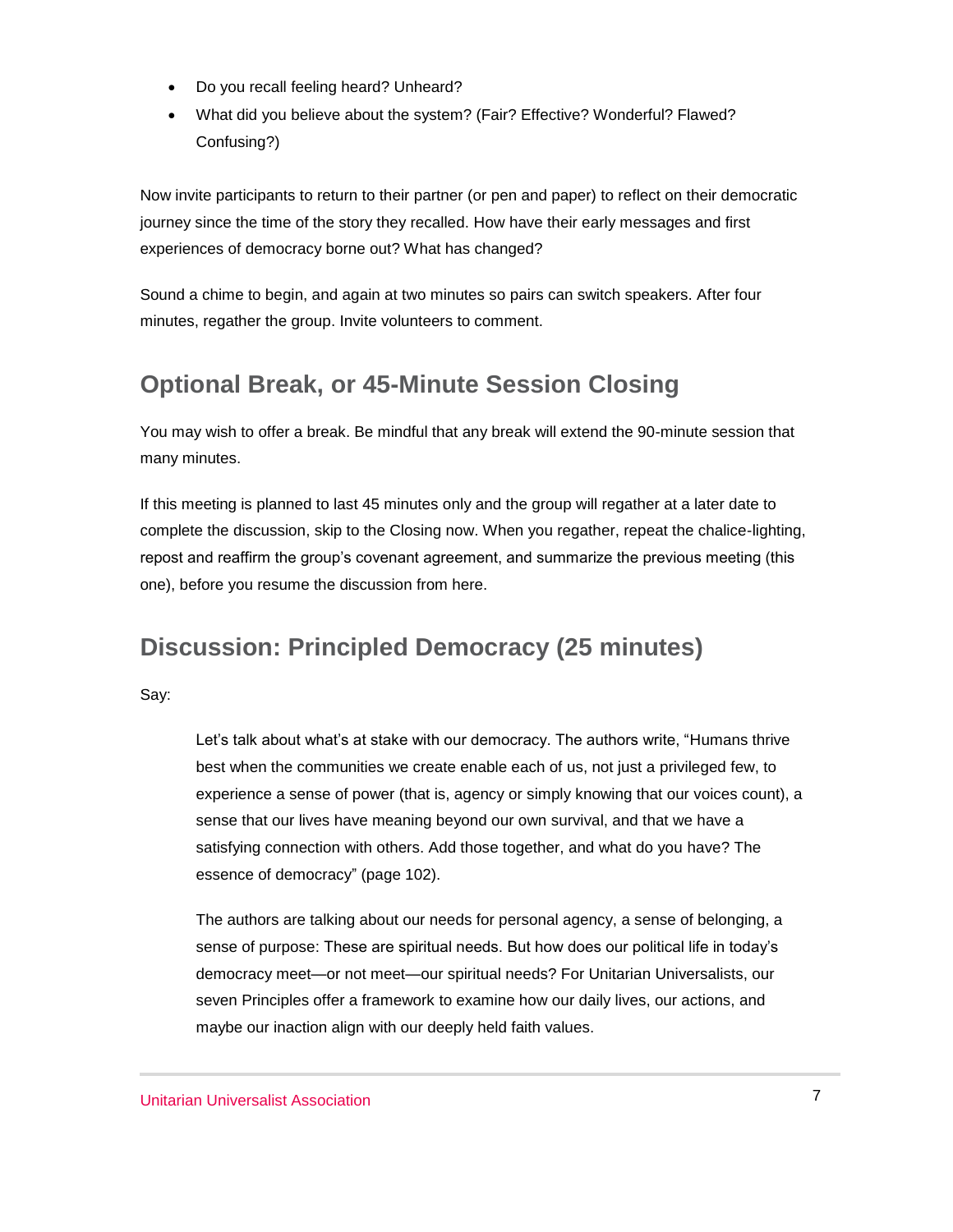- Do you recall feeling heard? Unheard?
- What did you believe about the system? (Fair? Effective? Wonderful? Flawed? Confusing?)

Now invite participants to return to their partner (or pen and paper) to reflect on their democratic journey since the time of the story they recalled. How have their early messages and first experiences of democracy borne out? What has changed?

Sound a chime to begin, and again at two minutes so pairs can switch speakers. After four minutes, regather the group. Invite volunteers to comment.

## Optional Break, or 45-Minute Session Closing

You may wish to offer a break. Be mindful that any break will extend the 90-minute session that many minutes.

If this meeting is planned to last 45 minutes only and the group will regather at a later date to complete the discussion, skip to the Closing now. When you regather, repeat the chalice-lighting, repost and reaffirm the group's covenant agreement, and summarize the previous meeting (this one), before you resume the discussion from here.

## Discussion: Principled Democracy (25 minutes)

Say:

> Let's talk about what's at stake with our democracy. The authors write, "Humans thrive best when the communities we create enable each of us, not just a privileged few, to experience a sense of power (that is, agency or simply knowing that our voices count), a sense that our lives have meaning beyond our own survival, and that we have a satisfying connection with others. Add those together, and what do you have? The essence of democracy" (page 102).
>
> The authors are talking about our needs for personal agency, a sense of belonging, a sense of purpose: These are spiritual needs. But how does our political life in today's democracy meet—or not meet—our spiritual needs? For Unitarian Universalists, our seven Principles offer a framework to examine how our daily lives, our actions, and maybe our inaction align with our deeply held faith values.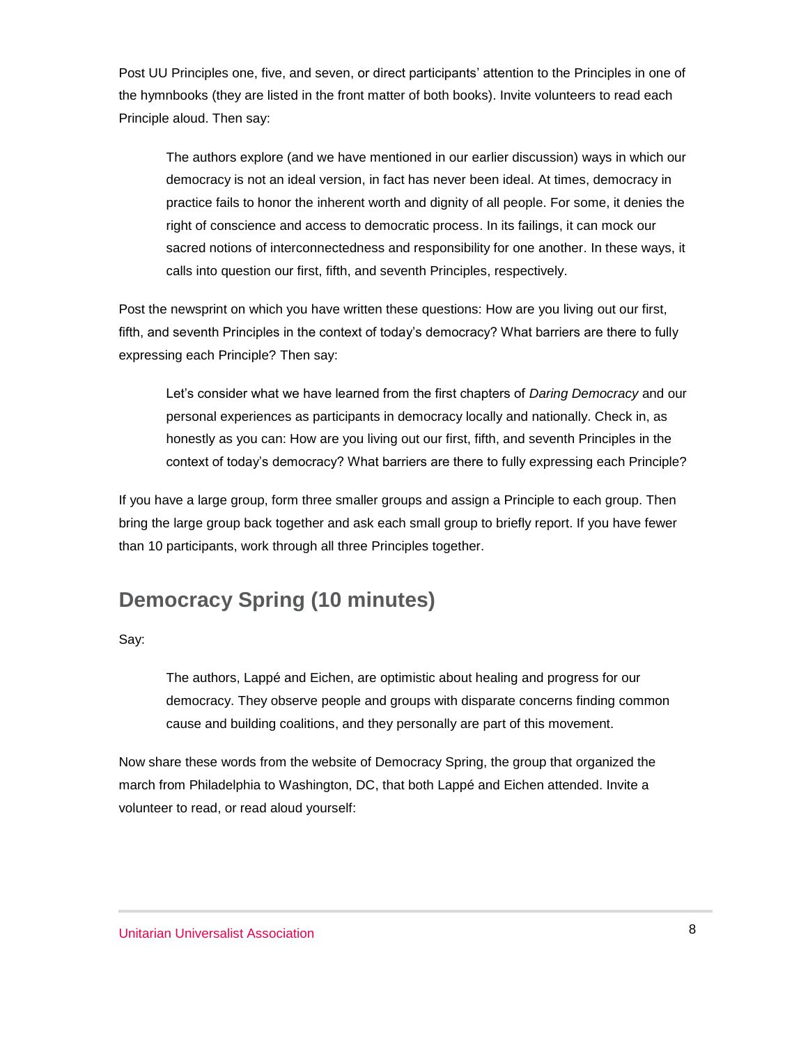Post UU Principles one, five, and seven, or direct participants' attention to the Principles in one of the hymnbooks (they are listed in the front matter of both books). Invite volunteers to read each Principle aloud. Then say:

> The authors explore (and we have mentioned in our earlier discussion) ways in which our democracy is not an ideal version, in fact has never been ideal. At times, democracy in practice fails to honor the inherent worth and dignity of all people. For some, it denies the right of conscience and access to democratic process. In its failings, it can mock our sacred notions of interconnectedness and responsibility for one another. In these ways, it calls into question our first, fifth, and seventh Principles, respectively.

Post the newsprint on which you have written these questions: How are you living out our first, fifth, and seventh Principles in the context of today's democracy? What barriers are there to fully expressing each Principle? Then say:

> Let's consider what we have learned from the first chapters of *Daring Democracy* and our personal experiences as participants in democracy locally and nationally. Check in, as honestly as you can: How are you living out our first, fifth, and seventh Principles in the context of today's democracy? What barriers are there to fully expressing each Principle?

If you have a large group, form three smaller groups and assign a Principle to each group. Then bring the large group back together and ask each small group to briefly report. If you have fewer than 10 participants, work through all three Principles together.

## Democracy Spring (10 minutes)

Say:

> The authors, Lappé and Eichen, are optimistic about healing and progress for our democracy. They observe people and groups with disparate concerns finding common cause and building coalitions, and they personally are part of this movement.

Now share these words from the website of Democracy Spring, the group that organized the march from Philadelphia to Washington, DC, that both Lappé and Eichen attended. Invite a volunteer to read, or read aloud yourself: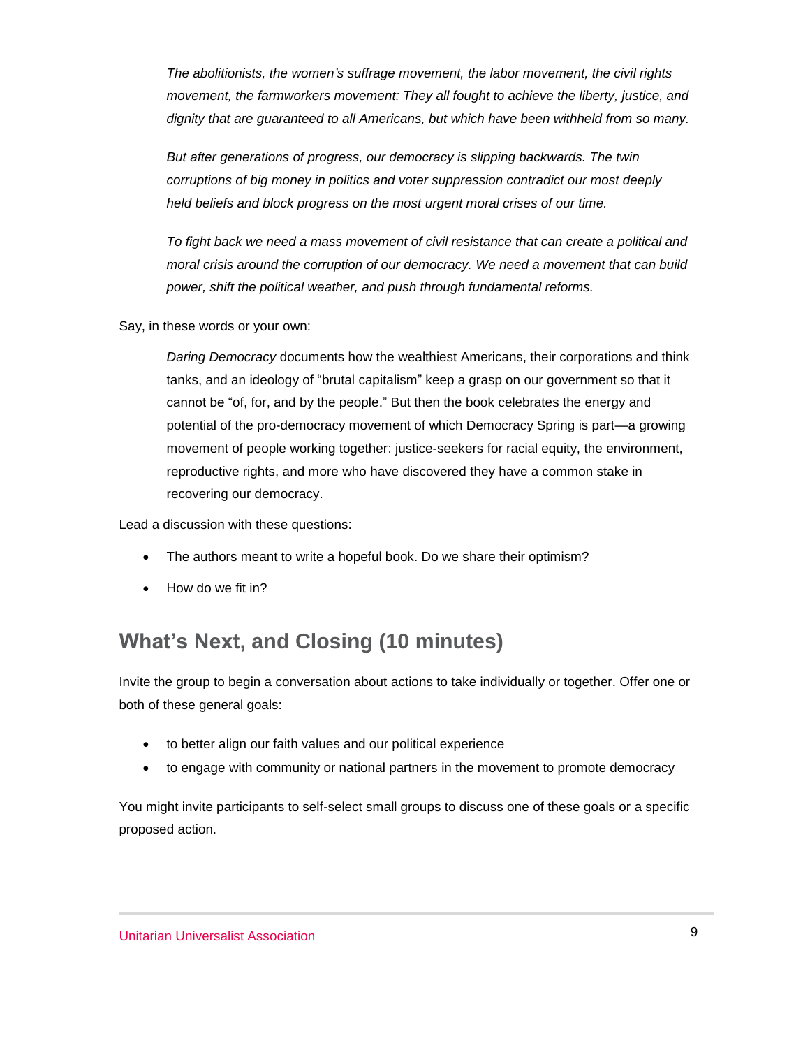*The abolitionists, the women's suffrage movement, the labor movement, the civil rights movement, the farmworkers movement: They all fought to achieve the liberty, justice, and dignity that are guaranteed to all Americans, but which have been withheld from so many.*

*But after generations of progress, our democracy is slipping backwards. The twin corruptions of big money in politics and voter suppression contradict our most deeply held beliefs and block progress on the most urgent moral crises of our time.*

*To fight back we need a mass movement of civil resistance that can create a political and moral crisis around the corruption of our democracy. We need a movement that can build power, shift the political weather, and push through fundamental reforms.*

Say, in these words or your own:

> *Daring Democracy* documents how the wealthiest Americans, their corporations and think tanks, and an ideology of "brutal capitalism" keep a grasp on our government so that it cannot be "of, for, and by the people." But then the book celebrates the energy and potential of the pro-democracy movement of which Democracy Spring is part—a growing movement of people working together: justice-seekers for racial equity, the environment, reproductive rights, and more who have discovered they have a common stake in recovering our democracy.

Lead a discussion with these questions:

- The authors meant to write a hopeful book. Do we share their optimism?
- How do we fit in?

## What's Next, and Closing (10 minutes)

Invite the group to begin a conversation about actions to take individually or together. Offer one or both of these general goals:

- to better align our faith values and our political experience
- to engage with community or national partners in the movement to promote democracy

You might invite participants to self-select small groups to discuss one of these goals or a specific proposed action.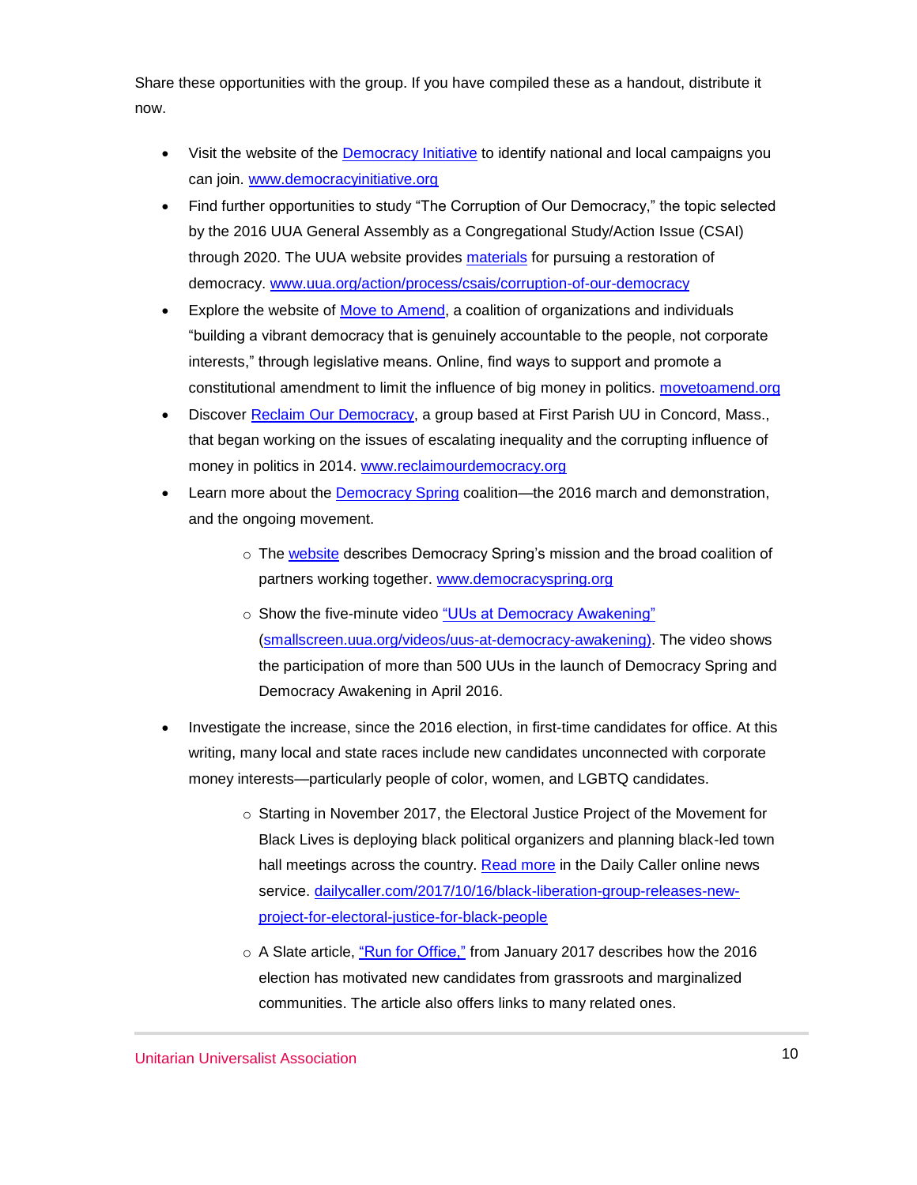Share these opportunities with the group. If you have compiled these as a handout, distribute it now.

- Visit the website of the Democracy Initiative to identify national and local campaigns you can join. www.democracyinitiative.org
- Find further opportunities to study "The Corruption of Our Democracy," the topic selected by the 2016 UUA General Assembly as a Congregational Study/Action Issue (CSAI) through 2020. The UUA website provides materials for pursuing a restoration of democracy. www.uua.org/action/process/csais/corruption-of-our-democracy
- Explore the website of Move to Amend, a coalition of organizations and individuals "building a vibrant democracy that is genuinely accountable to the people, not corporate interests," through legislative means. Online, find ways to support and promote a constitutional amendment to limit the influence of big money in politics. movetoamend.org
- Discover Reclaim Our Democracy, a group based at First Parish UU in Concord, Mass., that began working on the issues of escalating inequality and the corrupting influence of money in politics in 2014. www.reclaimourdemocracy.org
- Learn more about the Democracy Spring coalition—the 2016 march and demonstration, and the ongoing movement.
  - The website describes Democracy Spring's mission and the broad coalition of partners working together. www.democracyspring.org
  - Show the five-minute video "UUs at Democracy Awakening" (smallscreen.uua.org/videos/uus-at-democracy-awakening). The video shows the participation of more than 500 UUs in the launch of Democracy Spring and Democracy Awakening in April 2016.
- Investigate the increase, since the 2016 election, in first-time candidates for office. At this writing, many local and state races include new candidates unconnected with corporate money interests—particularly people of color, women, and LGBTQ candidates.
  - Starting in November 2017, the Electoral Justice Project of the Movement for Black Lives is deploying black political organizers and planning black-led town hall meetings across the country. Read more in the Daily Caller online news service. dailycaller.com/2017/10/16/black-liberation-group-releases-new-project-for-electoral-justice-for-black-people
  - A Slate article, "Run for Office," from January 2017 describes how the 2016 election has motivated new candidates from grassroots and marginalized communities. The article also offers links to many related ones.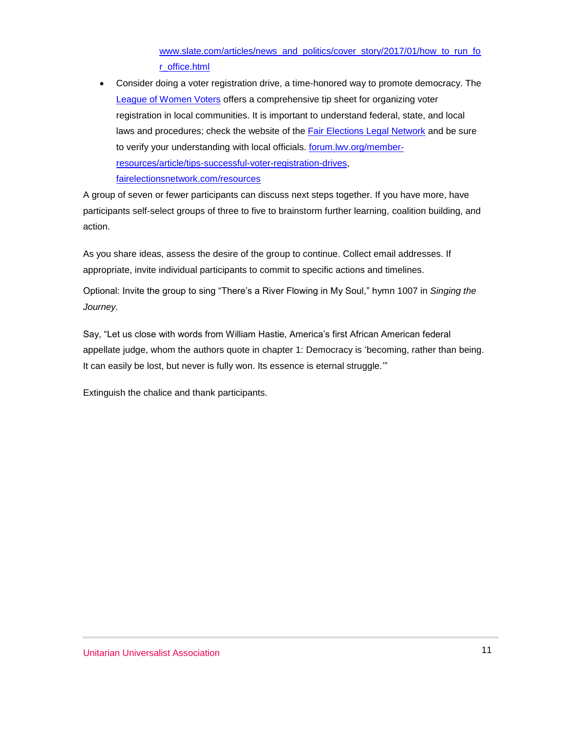www.slate.com/articles/news_and_politics/cover_story/2017/01/how_to_run_for_office.html

- Consider doing a voter registration drive, a time-honored way to promote democracy. The League of Women Voters offers a comprehensive tip sheet for organizing voter registration in local communities. It is important to understand federal, state, and local laws and procedures; check the website of the Fair Elections Legal Network and be sure to verify your understanding with local officials. forum.lwv.org/member-resources/article/tips-successful-voter-registration-drives, fairelectionsnetwork.com/resources

A group of seven or fewer participants can discuss next steps together. If you have more, have participants self-select groups of three to five to brainstorm further learning, coalition building, and action.

As you share ideas, assess the desire of the group to continue. Collect email addresses. If appropriate, invite individual participants to commit to specific actions and timelines.

Optional: Invite the group to sing "There's a River Flowing in My Soul," hymn 1007 in *Singing the Journey.*

Say, "Let us close with words from William Hastie, America's first African American federal appellate judge, whom the authors quote in chapter 1: Democracy is 'becoming, rather than being. It can easily be lost, but never is fully won. Its essence is eternal struggle.'"

Extinguish the chalice and thank participants.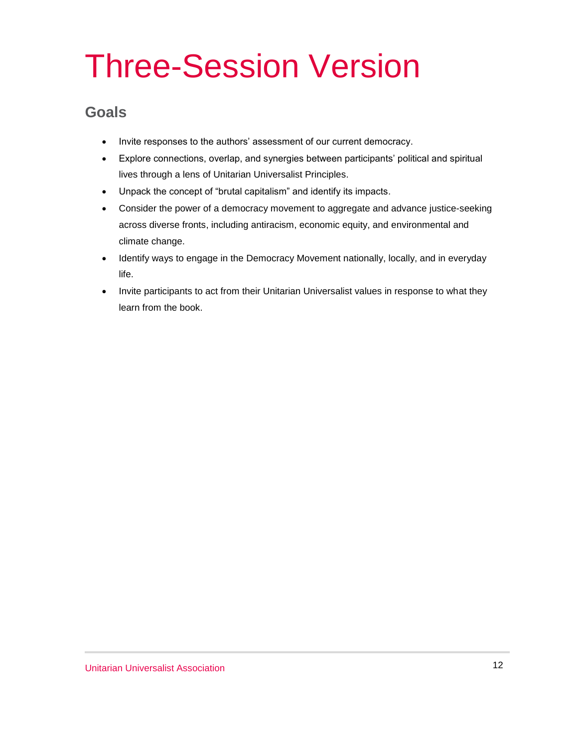# Three-Session Version

## Goals

- Invite responses to the authors' assessment of our current democracy.
- Explore connections, overlap, and synergies between participants' political and spiritual lives through a lens of Unitarian Universalist Principles.
- Unpack the concept of "brutal capitalism" and identify its impacts.
- Consider the power of a democracy movement to aggregate and advance justice-seeking across diverse fronts, including antiracism, economic equity, and environmental and climate change.
- Identify ways to engage in the Democracy Movement nationally, locally, and in everyday life.
- Invite participants to act from their Unitarian Universalist values in response to what they learn from the book.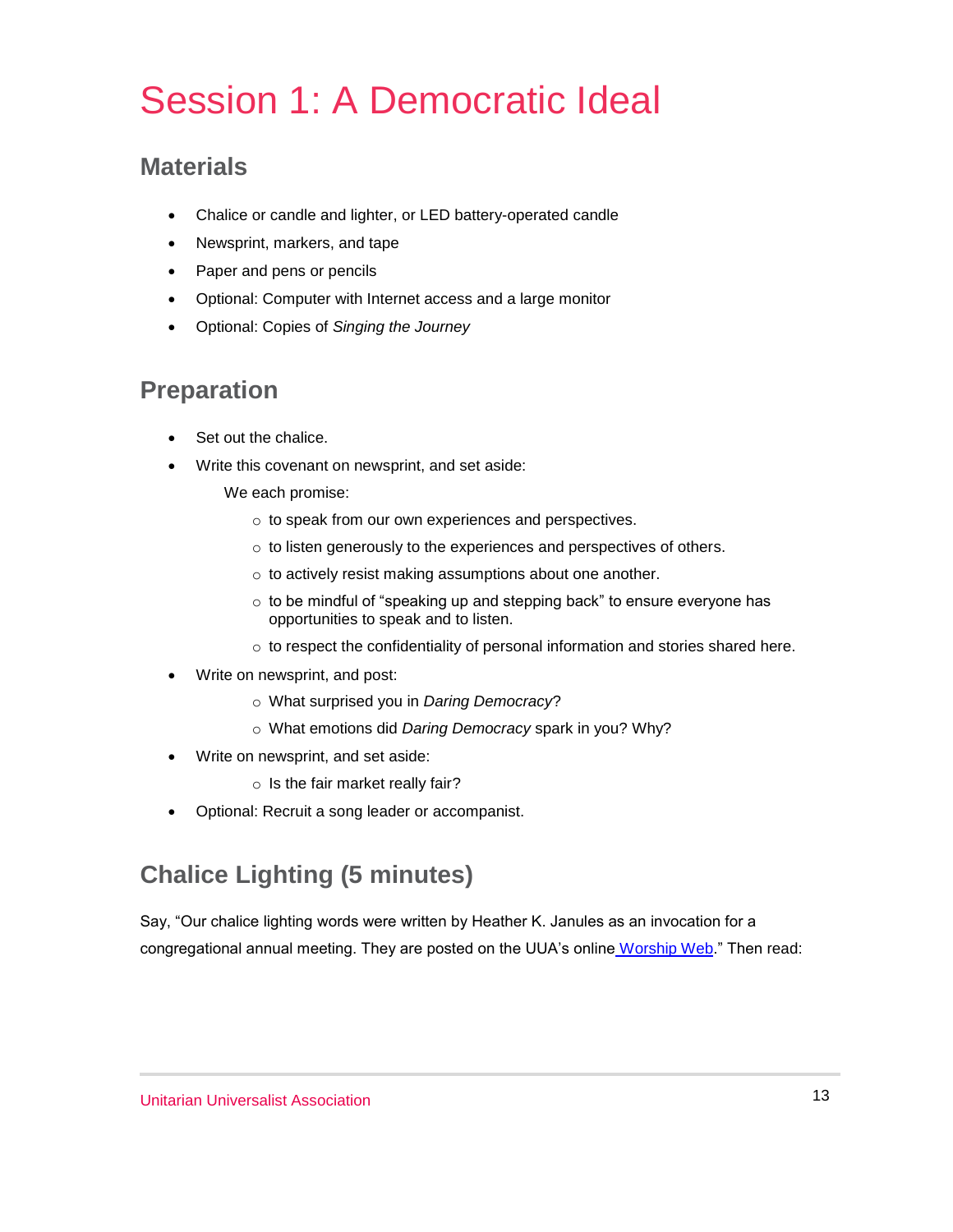# Session 1: A Democratic Ideal

## Materials

- Chalice or candle and lighter, or LED battery-operated candle
- Newsprint, markers, and tape
- Paper and pens or pencils
- Optional: Computer with Internet access and a large monitor
- Optional: Copies of *Singing the Journey*

## Preparation

- Set out the chalice.
- Write this covenant on newsprint, and set aside:

  We each promise:

  - to speak from our own experiences and perspectives.
  - to listen generously to the experiences and perspectives of others.
  - to actively resist making assumptions about one another.
  - to be mindful of "speaking up and stepping back" to ensure everyone has opportunities to speak and to listen.
  - to respect the confidentiality of personal information and stories shared here.
- Write on newsprint, and post:
  - What surprised you in *Daring Democracy*?
  - What emotions did *Daring Democracy* spark in you? Why?
- Write on newsprint, and set aside:
  - Is the fair market really fair?
- Optional: Recruit a song leader or accompanist.

## Chalice Lighting (5 minutes)

Say, "Our chalice lighting words were written by Heather K. Janules as an invocation for a congregational annual meeting. They are posted on the UUA's online Worship Web." Then read: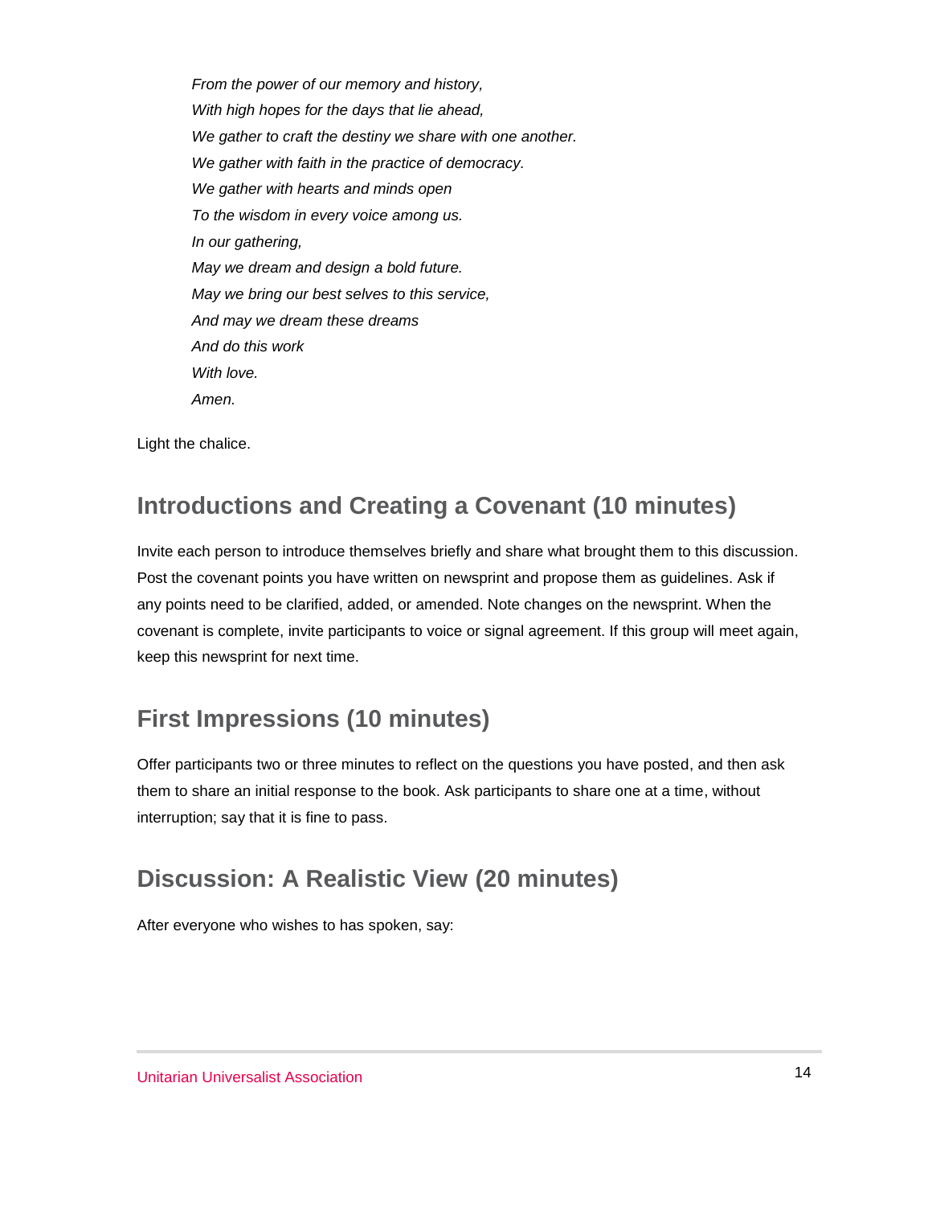*From the power of our memory and history,*
*With high hopes for the days that lie ahead,*
*We gather to craft the destiny we share with one another.*
*We gather with faith in the practice of democracy.*
*We gather with hearts and minds open*
*To the wisdom in every voice among us.*
*In our gathering,*
*May we dream and design a bold future.*
*May we bring our best selves to this service,*
*And may we dream these dreams*
*And do this work*
*With love.*
*Amen.*

Light the chalice.

## Introductions and Creating a Covenant (10 minutes)

Invite each person to introduce themselves briefly and share what brought them to this discussion. Post the covenant points you have written on newsprint and propose them as guidelines. Ask if any points need to be clarified, added, or amended. Note changes on the newsprint. When the covenant is complete, invite participants to voice or signal agreement. If this group will meet again, keep this newsprint for next time.

## First Impressions (10 minutes)

Offer participants two or three minutes to reflect on the questions you have posted, and then ask them to share an initial response to the book. Ask participants to share one at a time, without interruption; say that it is fine to pass.

## Discussion: A Realistic View (20 minutes)

After everyone who wishes to has spoken, say: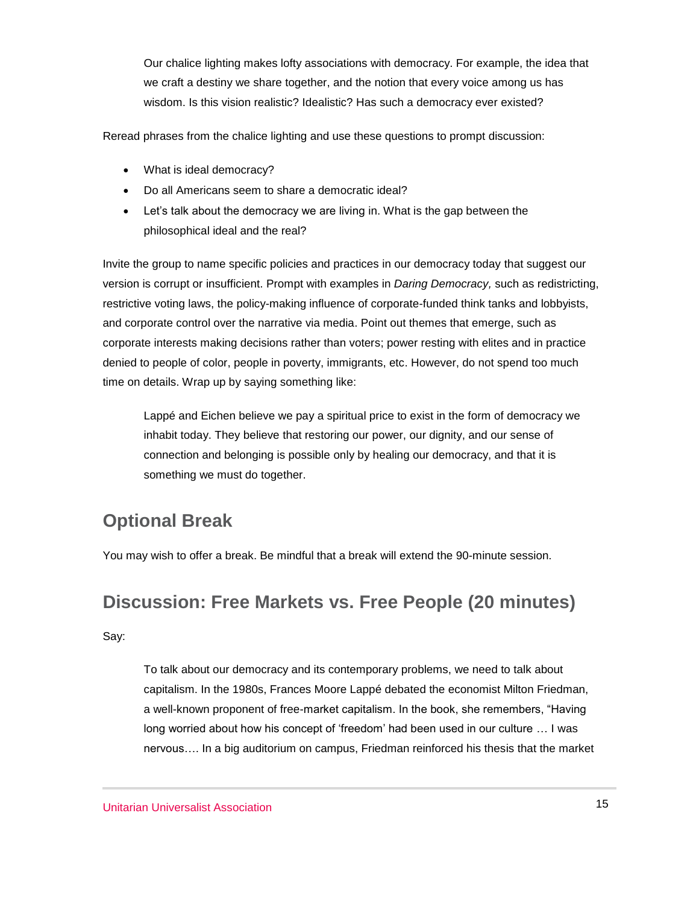> Our chalice lighting makes lofty associations with democracy. For example, the idea that we craft a destiny we share together, and the notion that every voice among us has wisdom. Is this vision realistic? Idealistic? Has such a democracy ever existed?

Reread phrases from the chalice lighting and use these questions to prompt discussion:

- What is ideal democracy?
- Do all Americans seem to share a democratic ideal?
- Let's talk about the democracy we are living in. What is the gap between the philosophical ideal and the real?

Invite the group to name specific policies and practices in our democracy today that suggest our version is corrupt or insufficient. Prompt with examples in *Daring Democracy,* such as redistricting, restrictive voting laws, the policy-making influence of corporate-funded think tanks and lobbyists, and corporate control over the narrative via media. Point out themes that emerge, such as corporate interests making decisions rather than voters; power resting with elites and in practice denied to people of color, people in poverty, immigrants, etc. However, do not spend too much time on details. Wrap up by saying something like:

> Lappé and Eichen believe we pay a spiritual price to exist in the form of democracy we inhabit today. They believe that restoring our power, our dignity, and our sense of connection and belonging is possible only by healing our democracy, and that it is something we must do together.

## Optional Break

You may wish to offer a break. Be mindful that a break will extend the 90-minute session.

## Discussion: Free Markets vs. Free People (20 minutes)

Say:

> To talk about our democracy and its contemporary problems, we need to talk about capitalism. In the 1980s, Frances Moore Lappé debated the economist Milton Friedman, a well-known proponent of free-market capitalism. In the book, she remembers, "Having long worried about how his concept of 'freedom' had been used in our culture … I was nervous…. In a big auditorium on campus, Friedman reinforced his thesis that the market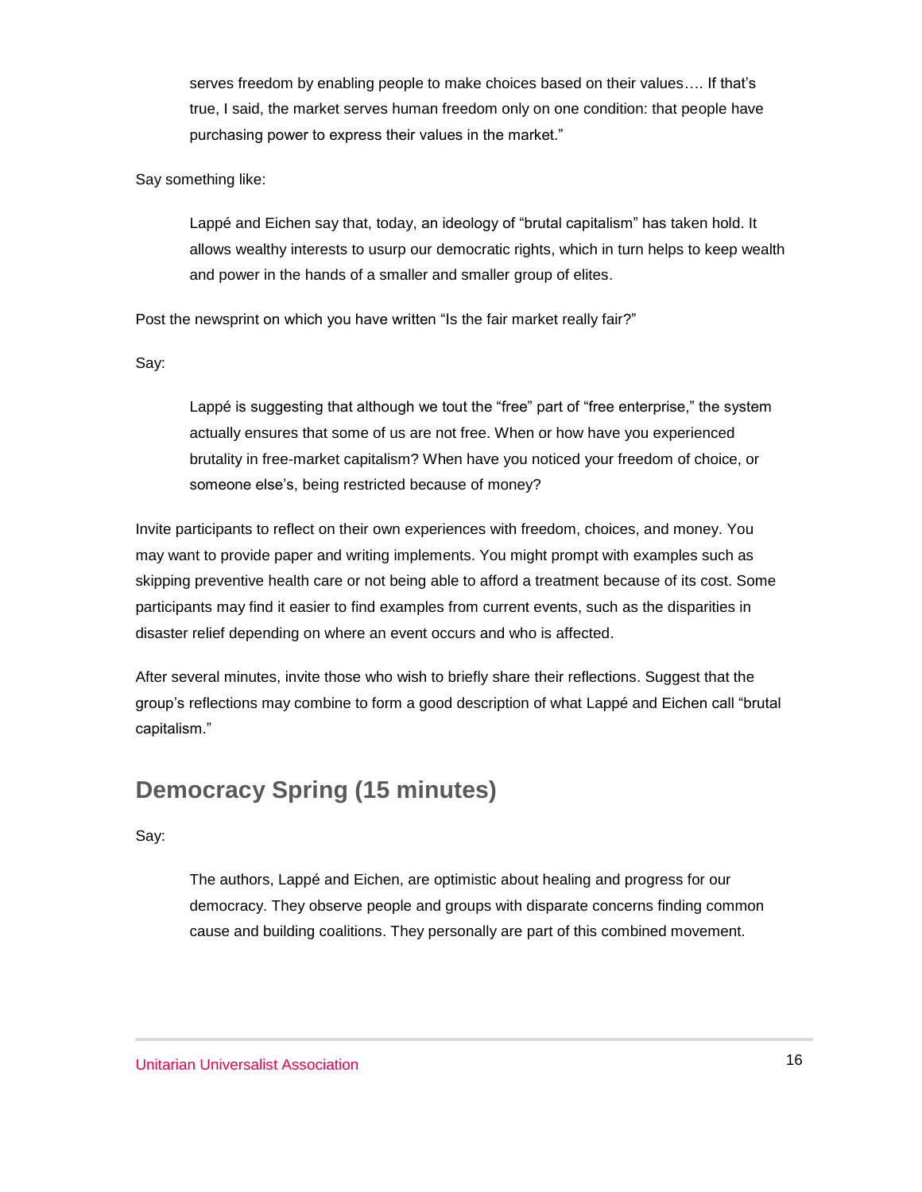> serves freedom by enabling people to make choices based on their values…. If that's true, I said, the market serves human freedom only on one condition: that people have purchasing power to express their values in the market."

Say something like:

> Lappé and Eichen say that, today, an ideology of "brutal capitalism" has taken hold. It allows wealthy interests to usurp our democratic rights, which in turn helps to keep wealth and power in the hands of a smaller and smaller group of elites.

Post the newsprint on which you have written "Is the fair market really fair?"

Say:

> Lappé is suggesting that although we tout the "free" part of "free enterprise," the system actually ensures that some of us are not free. When or how have you experienced brutality in free-market capitalism? When have you noticed your freedom of choice, or someone else's, being restricted because of money?

Invite participants to reflect on their own experiences with freedom, choices, and money. You may want to provide paper and writing implements. You might prompt with examples such as skipping preventive health care or not being able to afford a treatment because of its cost. Some participants may find it easier to find examples from current events, such as the disparities in disaster relief depending on where an event occurs and who is affected.

After several minutes, invite those who wish to briefly share their reflections. Suggest that the group's reflections may combine to form a good description of what Lappé and Eichen call "brutal capitalism."

## Democracy Spring (15 minutes)

Say:

> The authors, Lappé and Eichen, are optimistic about healing and progress for our democracy. They observe people and groups with disparate concerns finding common cause and building coalitions. They personally are part of this combined movement.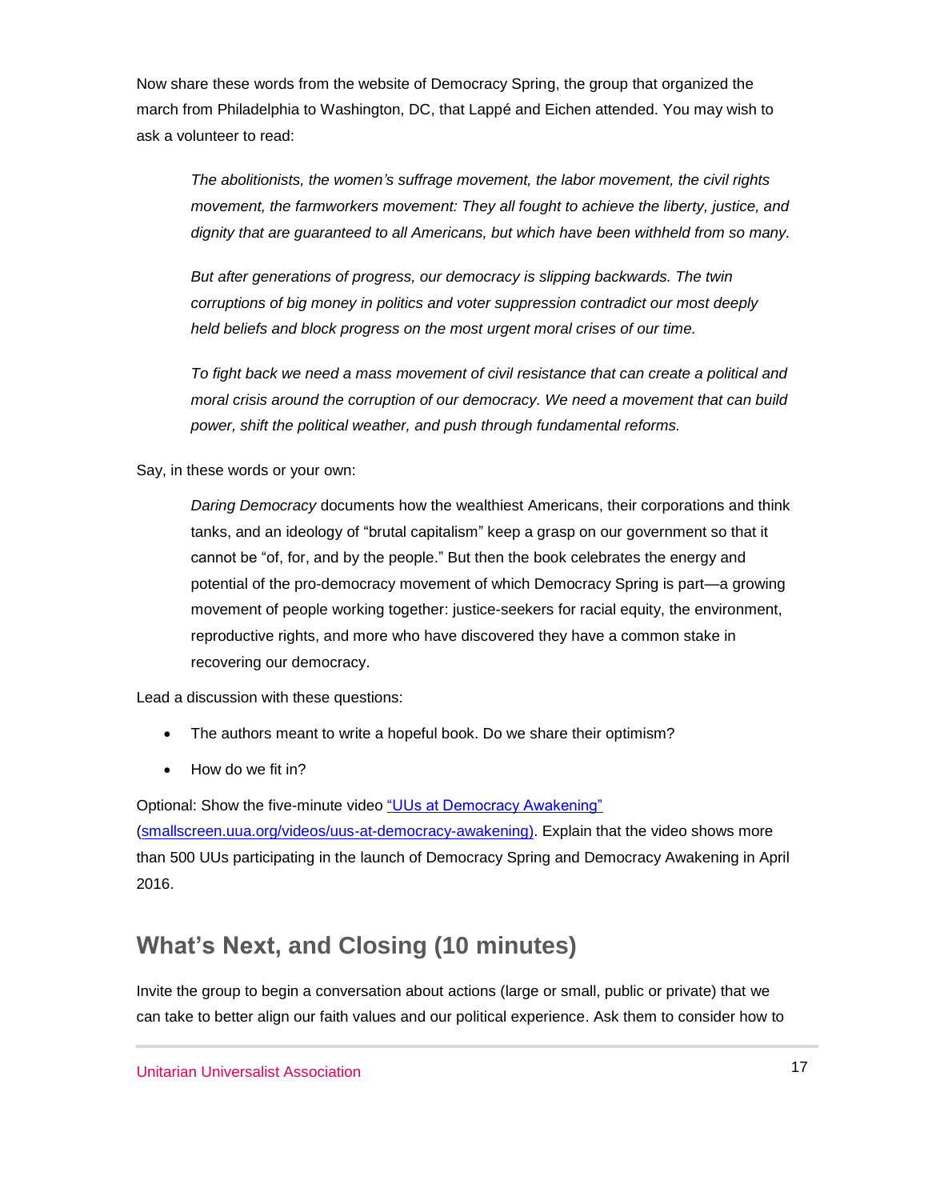Now share these words from the website of Democracy Spring, the group that organized the march from Philadelphia to Washington, DC, that Lappé and Eichen attended. You may wish to ask a volunteer to read:

> *The abolitionists, the women's suffrage movement, the labor movement, the civil rights movement, the farmworkers movement: They all fought to achieve the liberty, justice, and dignity that are guaranteed to all Americans, but which have been withheld from so many.*
>
> *But after generations of progress, our democracy is slipping backwards. The twin corruptions of big money in politics and voter suppression contradict our most deeply held beliefs and block progress on the most urgent moral crises of our time.*
>
> *To fight back we need a mass movement of civil resistance that can create a political and moral crisis around the corruption of our democracy. We need a movement that can build power, shift the political weather, and push through fundamental reforms.*

Say, in these words or your own:

> *Daring Democracy* documents how the wealthiest Americans, their corporations and think tanks, and an ideology of "brutal capitalism" keep a grasp on our government so that it cannot be "of, for, and by the people." But then the book celebrates the energy and potential of the pro-democracy movement of which Democracy Spring is part—a growing movement of people working together: justice-seekers for racial equity, the environment, reproductive rights, and more who have discovered they have a common stake in recovering our democracy.

Lead a discussion with these questions:

- The authors meant to write a hopeful book. Do we share their optimism?
- How do we fit in?

Optional: Show the five-minute video [“UUs at Democracy Awakening”](smallscreen.uua.org/videos/uus-at-democracy-awakening) (smallscreen.uua.org/videos/uus-at-democracy-awakening). Explain that the video shows more than 500 UUs participating in the launch of Democracy Spring and Democracy Awakening in April 2016.

## What's Next, and Closing (10 minutes)

Invite the group to begin a conversation about actions (large or small, public or private) that we can take to better align our faith values and our political experience. Ask them to consider how to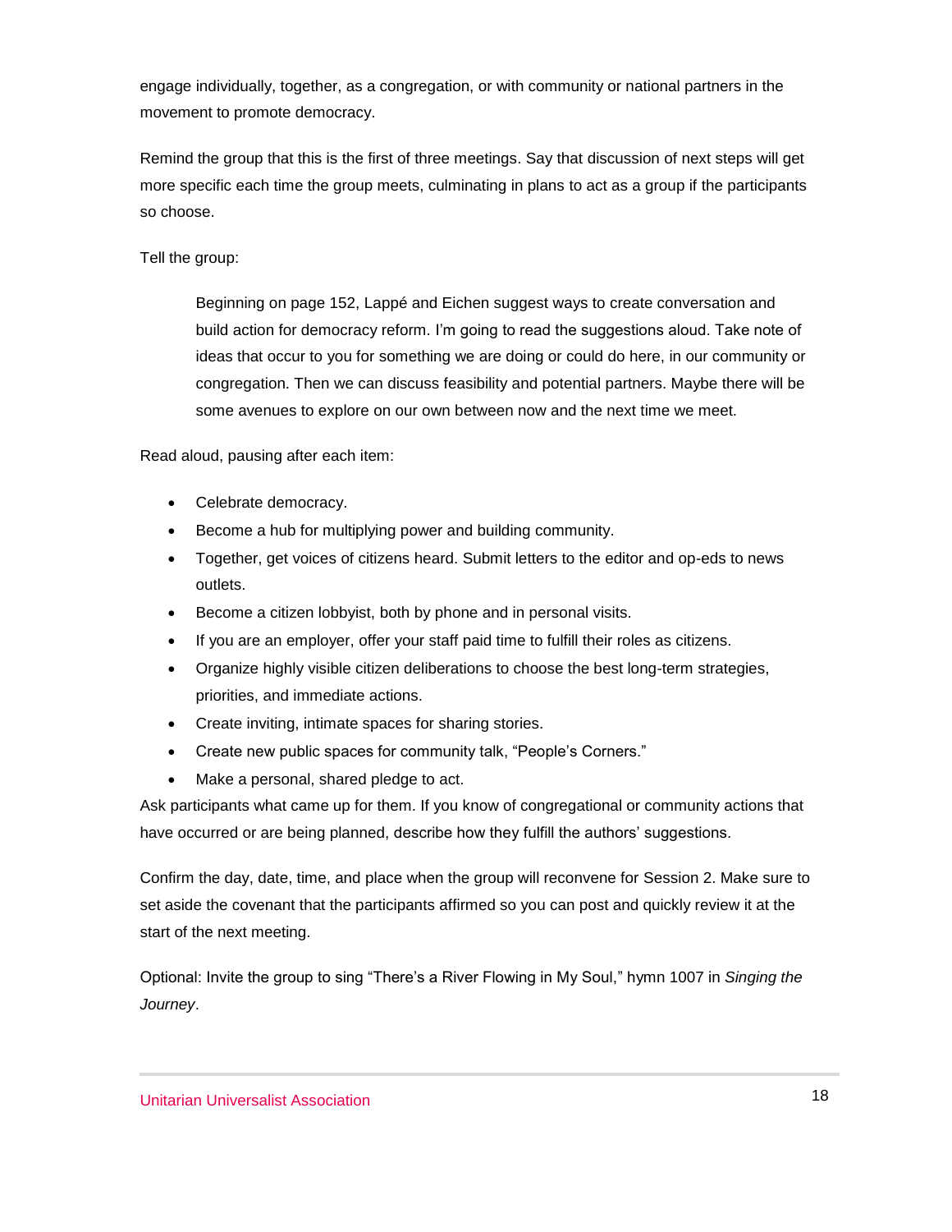engage individually, together, as a congregation, or with community or national partners in the movement to promote democracy.

Remind the group that this is the first of three meetings. Say that discussion of next steps will get more specific each time the group meets, culminating in plans to act as a group if the participants so choose.

Tell the group:

> Beginning on page 152, Lappé and Eichen suggest ways to create conversation and build action for democracy reform. I'm going to read the suggestions aloud. Take note of ideas that occur to you for something we are doing or could do here, in our community or congregation. Then we can discuss feasibility and potential partners. Maybe there will be some avenues to explore on our own between now and the next time we meet.

Read aloud, pausing after each item:

- Celebrate democracy.
- Become a hub for multiplying power and building community.
- Together, get voices of citizens heard. Submit letters to the editor and op-eds to news outlets.
- Become a citizen lobbyist, both by phone and in personal visits.
- If you are an employer, offer your staff paid time to fulfill their roles as citizens.
- Organize highly visible citizen deliberations to choose the best long-term strategies, priorities, and immediate actions.
- Create inviting, intimate spaces for sharing stories.
- Create new public spaces for community talk, "People's Corners."
- Make a personal, shared pledge to act.

Ask participants what came up for them. If you know of congregational or community actions that have occurred or are being planned, describe how they fulfill the authors' suggestions.

Confirm the day, date, time, and place when the group will reconvene for Session 2. Make sure to set aside the covenant that the participants affirmed so you can post and quickly review it at the start of the next meeting.

Optional: Invite the group to sing "There's a River Flowing in My Soul," hymn 1007 in *Singing the Journey*.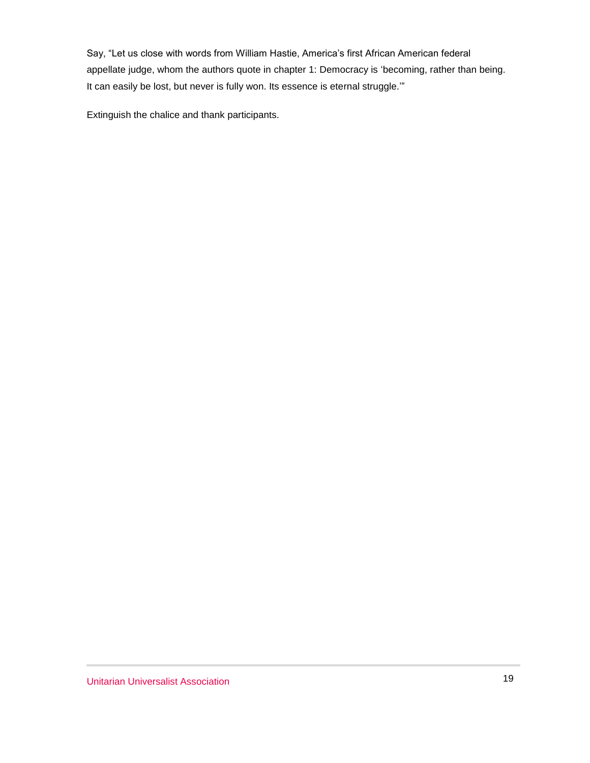Say, "Let us close with words from William Hastie, America's first African American federal appellate judge, whom the authors quote in chapter 1: Democracy is 'becoming, rather than being. It can easily be lost, but never is fully won. Its essence is eternal struggle.'"

Extinguish the chalice and thank participants.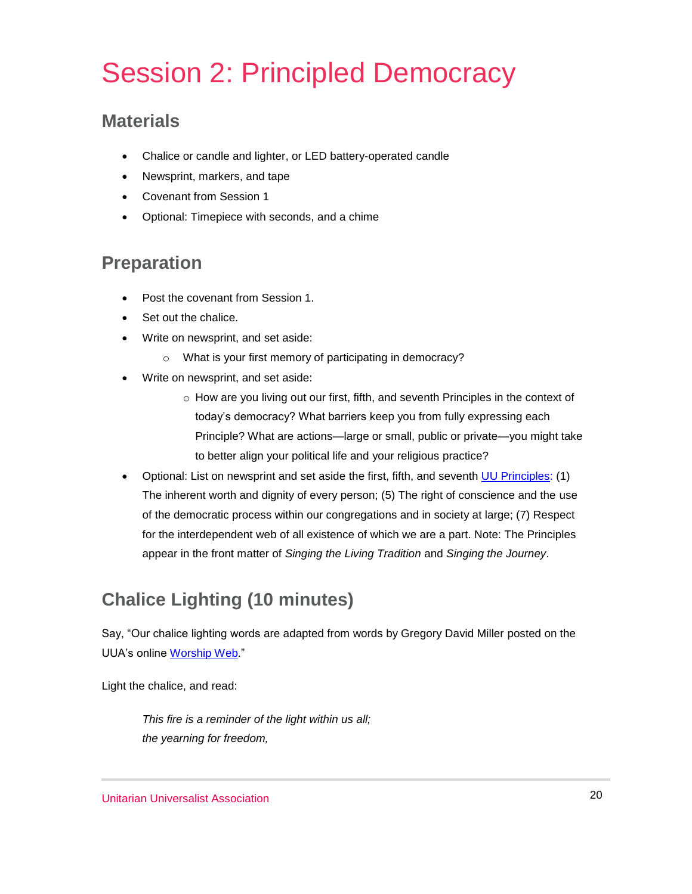# Session 2: Principled Democracy

## Materials

- Chalice or candle and lighter, or LED battery-operated candle
- Newsprint, markers, and tape
- Covenant from Session 1
- Optional: Timepiece with seconds, and a chime

## Preparation

- Post the covenant from Session 1.
- Set out the chalice.
- Write on newsprint, and set aside:
  - What is your first memory of participating in democracy?
- Write on newsprint, and set aside:
  - How are you living out our first, fifth, and seventh Principles in the context of today's democracy? What barriers keep you from fully expressing each Principle? What are actions—large or small, public or private—you might take to better align your political life and your religious practice?
- Optional: List on newsprint and set aside the first, fifth, and seventh UU Principles: (1) The inherent worth and dignity of every person; (5) The right of conscience and the use of the democratic process within our congregations and in society at large; (7) Respect for the interdependent web of all existence of which we are a part. Note: The Principles appear in the front matter of *Singing the Living Tradition* and *Singing the Journey*.

## Chalice Lighting (10 minutes)

Say, "Our chalice lighting words are adapted from words by Gregory David Miller posted on the UUA's online Worship Web."

Light the chalice, and read:

> *This fire is a reminder of the light within us all;*
> *the yearning for freedom,*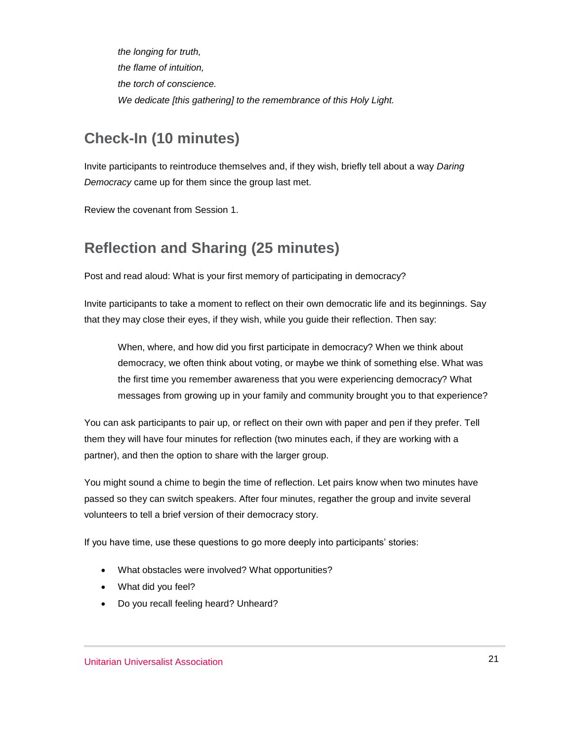> *the longing for truth,*
> *the flame of intuition,*
> *the torch of conscience.*
> *We dedicate [this gathering] to the remembrance of this Holy Light.*

## Check-In (10 minutes)

Invite participants to reintroduce themselves and, if they wish, briefly tell about a way *Daring Democracy* came up for them since the group last met.

Review the covenant from Session 1.

## Reflection and Sharing (25 minutes)

Post and read aloud: What is your first memory of participating in democracy?

Invite participants to take a moment to reflect on their own democratic life and its beginnings. Say that they may close their eyes, if they wish, while you guide their reflection. Then say:

> When, where, and how did you first participate in democracy? When we think about democracy, we often think about voting, or maybe we think of something else. What was the first time you remember awareness that you were experiencing democracy? What messages from growing up in your family and community brought you to that experience?

You can ask participants to pair up, or reflect on their own with paper and pen if they prefer. Tell them they will have four minutes for reflection (two minutes each, if they are working with a partner), and then the option to share with the larger group.

You might sound a chime to begin the time of reflection. Let pairs know when two minutes have passed so they can switch speakers. After four minutes, regather the group and invite several volunteers to tell a brief version of their democracy story.

If you have time, use these questions to go more deeply into participants' stories:

- What obstacles were involved? What opportunities?
- What did you feel?
- Do you recall feeling heard? Unheard?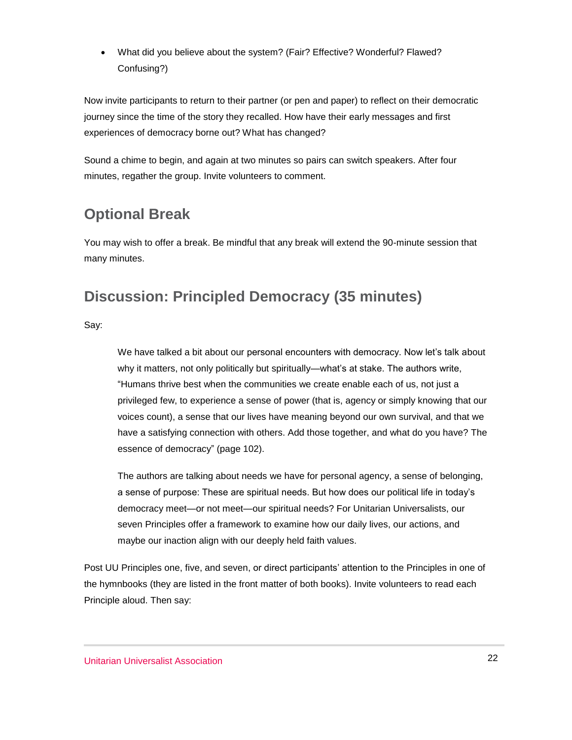- What did you believe about the system? (Fair? Effective? Wonderful? Flawed? Confusing?)

Now invite participants to return to their partner (or pen and paper) to reflect on their democratic journey since the time of the story they recalled. How have their early messages and first experiences of democracy borne out? What has changed?

Sound a chime to begin, and again at two minutes so pairs can switch speakers. After four minutes, regather the group. Invite volunteers to comment.

## Optional Break

You may wish to offer a break. Be mindful that any break will extend the 90-minute session that many minutes.

## Discussion: Principled Democracy (35 minutes)

Say:

> We have talked a bit about our personal encounters with democracy. Now let's talk about why it matters, not only politically but spiritually—what's at stake. The authors write, "Humans thrive best when the communities we create enable each of us, not just a privileged few, to experience a sense of power (that is, agency or simply knowing that our voices count), a sense that our lives have meaning beyond our own survival, and that we have a satisfying connection with others. Add those together, and what do you have? The essence of democracy" (page 102).
>
> The authors are talking about needs we have for personal agency, a sense of belonging, a sense of purpose: These are spiritual needs. But how does our political life in today's democracy meet—or not meet—our spiritual needs? For Unitarian Universalists, our seven Principles offer a framework to examine how our daily lives, our actions, and maybe our inaction align with our deeply held faith values.

Post UU Principles one, five, and seven, or direct participants' attention to the Principles in one of the hymnbooks (they are listed in the front matter of both books). Invite volunteers to read each Principle aloud. Then say: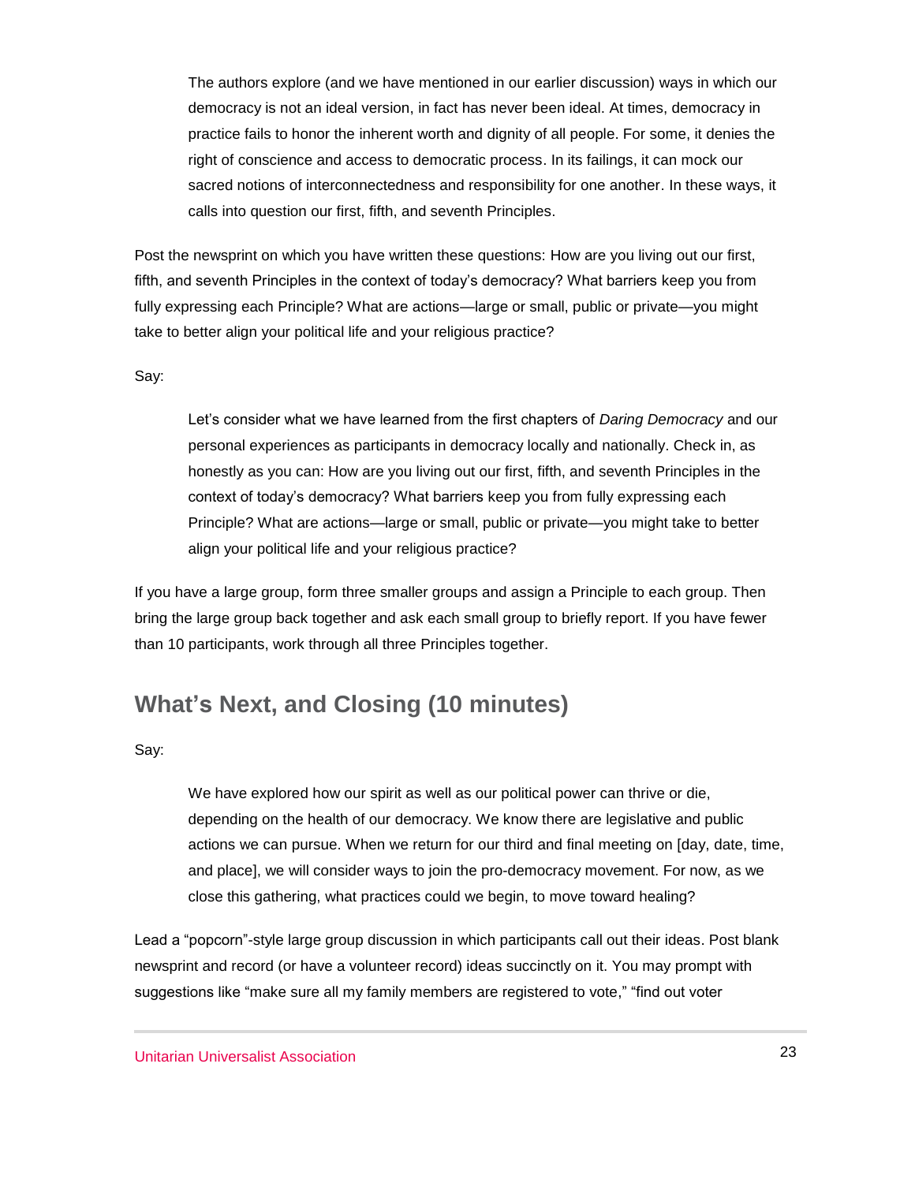> The authors explore (and we have mentioned in our earlier discussion) ways in which our democracy is not an ideal version, in fact has never been ideal. At times, democracy in practice fails to honor the inherent worth and dignity of all people. For some, it denies the right of conscience and access to democratic process. In its failings, it can mock our sacred notions of interconnectedness and responsibility for one another. In these ways, it calls into question our first, fifth, and seventh Principles.

Post the newsprint on which you have written these questions: How are you living out our first, fifth, and seventh Principles in the context of today's democracy? What barriers keep you from fully expressing each Principle? What are actions—large or small, public or private—you might take to better align your political life and your religious practice?

Say:

> Let's consider what we have learned from the first chapters of *Daring Democracy* and our personal experiences as participants in democracy locally and nationally. Check in, as honestly as you can: How are you living out our first, fifth, and seventh Principles in the context of today's democracy? What barriers keep you from fully expressing each Principle? What are actions—large or small, public or private—you might take to better align your political life and your religious practice?

If you have a large group, form three smaller groups and assign a Principle to each group. Then bring the large group back together and ask each small group to briefly report. If you have fewer than 10 participants, work through all three Principles together.

## What's Next, and Closing (10 minutes)

Say:

> We have explored how our spirit as well as our political power can thrive or die, depending on the health of our democracy. We know there are legislative and public actions we can pursue. When we return for our third and final meeting on [day, date, time, and place], we will consider ways to join the pro-democracy movement. For now, as we close this gathering, what practices could we begin, to move toward healing?

Lead a "popcorn"-style large group discussion in which participants call out their ideas. Post blank newsprint and record (or have a volunteer record) ideas succinctly on it. You may prompt with suggestions like "make sure all my family members are registered to vote," "find out voter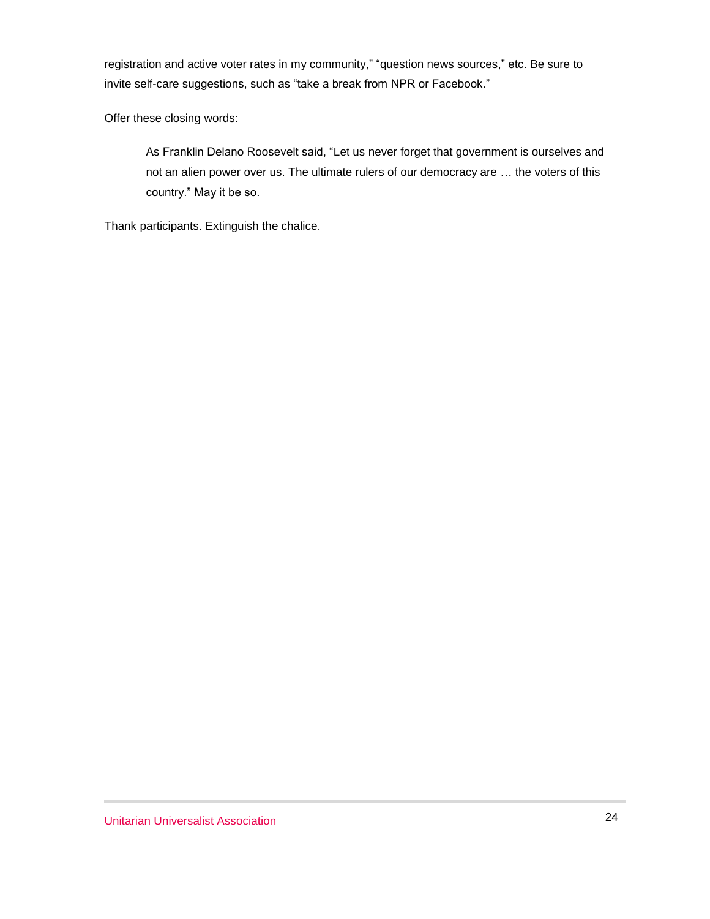registration and active voter rates in my community," "question news sources," etc. Be sure to invite self-care suggestions, such as "take a break from NPR or Facebook."

Offer these closing words:

> As Franklin Delano Roosevelt said, "Let us never forget that government is ourselves and not an alien power over us. The ultimate rulers of our democracy are … the voters of this country." May it be so.

Thank participants. Extinguish the chalice.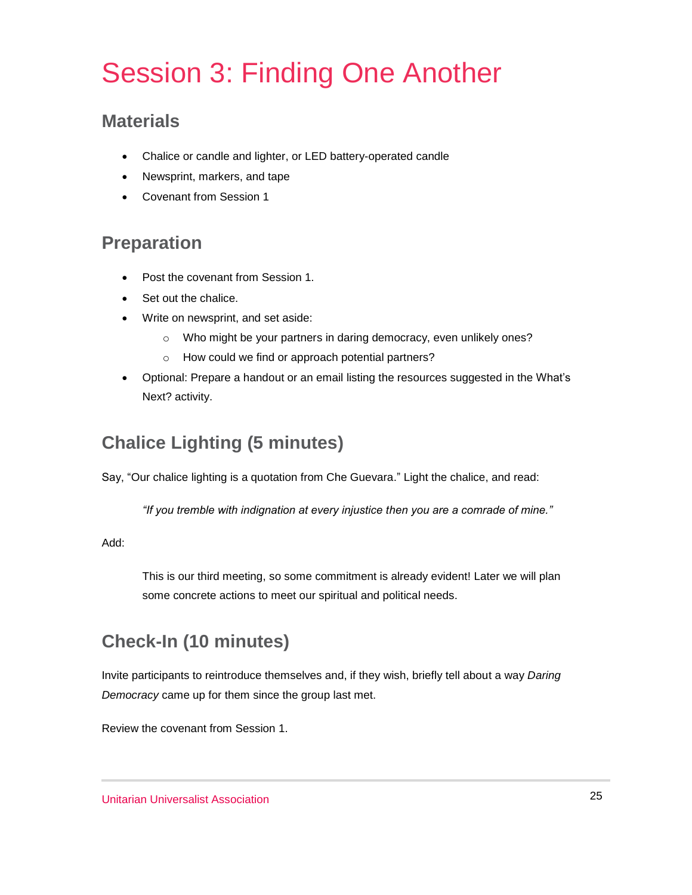# Session 3: Finding One Another

## Materials

- Chalice or candle and lighter, or LED battery-operated candle
- Newsprint, markers, and tape
- Covenant from Session 1

## Preparation

- Post the covenant from Session 1.
- Set out the chalice.
- Write on newsprint, and set aside:
    - Who might be your partners in daring democracy, even unlikely ones?
    - How could we find or approach potential partners?
- Optional: Prepare a handout or an email listing the resources suggested in the What's Next? activity.

## Chalice Lighting (5 minutes)

Say, "Our chalice lighting is a quotation from Che Guevara." Light the chalice, and read:

> *"If you tremble with indignation at every injustice then you are a comrade of mine."*

Add:

> This is our third meeting, so some commitment is already evident! Later we will plan some concrete actions to meet our spiritual and political needs.

## Check-In (10 minutes)

Invite participants to reintroduce themselves and, if they wish, briefly tell about a way *Daring Democracy* came up for them since the group last met.

Review the covenant from Session 1.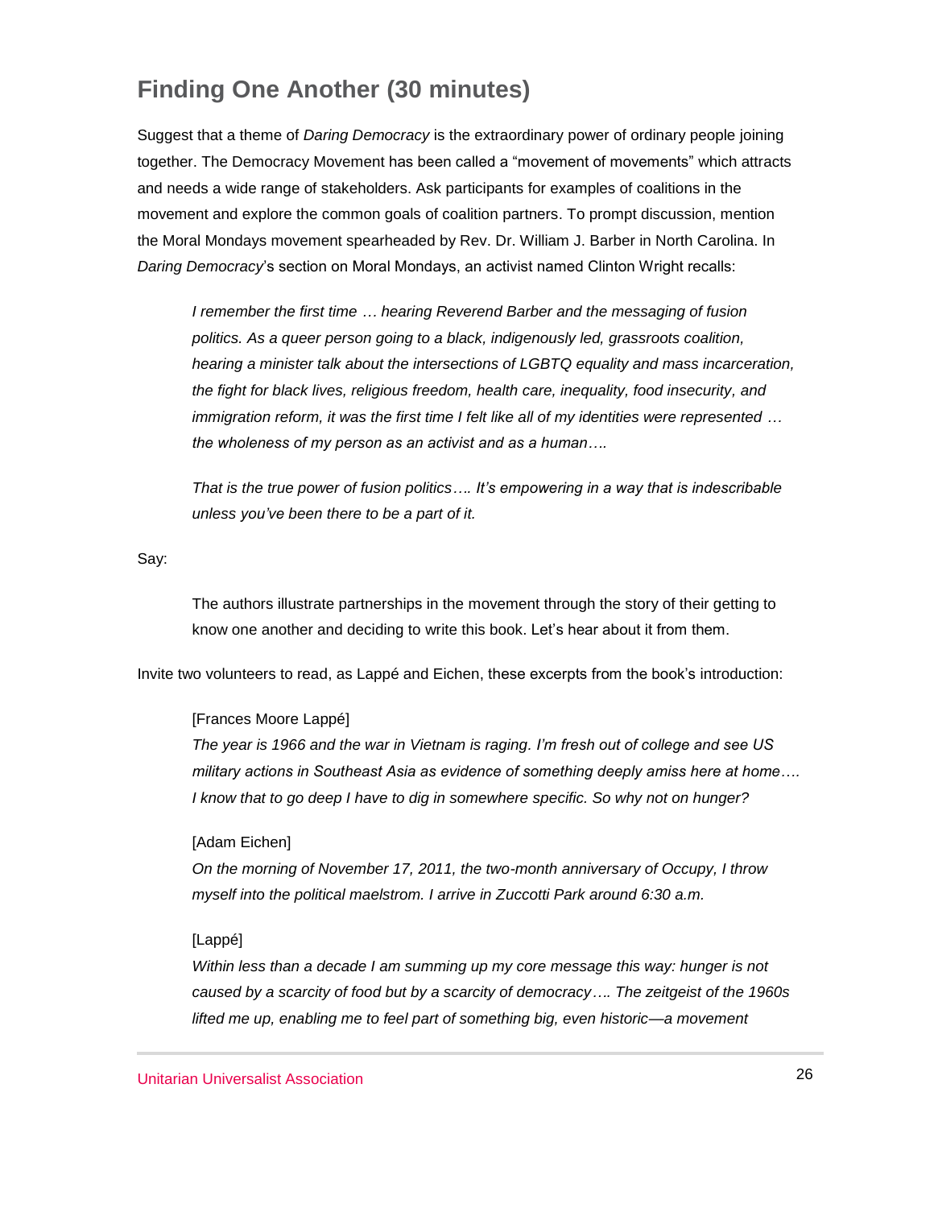## Finding One Another (30 minutes)

Suggest that a theme of *Daring Democracy* is the extraordinary power of ordinary people joining together. The Democracy Movement has been called a "movement of movements" which attracts and needs a wide range of stakeholders. Ask participants for examples of coalitions in the movement and explore the common goals of coalition partners. To prompt discussion, mention the Moral Mondays movement spearheaded by Rev. Dr. William J. Barber in North Carolina. In *Daring Democracy*'s section on Moral Mondays, an activist named Clinton Wright recalls:

> *I remember the first time … hearing Reverend Barber and the messaging of fusion politics. As a queer person going to a black, indigenously led, grassroots coalition, hearing a minister talk about the intersections of LGBTQ equality and mass incarceration, the fight for black lives, religious freedom, health care, inequality, food insecurity, and immigration reform, it was the first time I felt like all of my identities were represented … the wholeness of my person as an activist and as a human….*
>
> *That is the true power of fusion politics…. It's empowering in a way that is indescribable unless you've been there to be a part of it.*

Say:

> The authors illustrate partnerships in the movement through the story of their getting to know one another and deciding to write this book. Let's hear about it from them.

Invite two volunteers to read, as Lappé and Eichen, these excerpts from the book's introduction:

> [Frances Moore Lappé]
> *The year is 1966 and the war in Vietnam is raging. I'm fresh out of college and see US military actions in Southeast Asia as evidence of something deeply amiss here at home…. I know that to go deep I have to dig in somewhere specific. So why not on hunger?*
>
> [Adam Eichen]
> *On the morning of November 17, 2011, the two-month anniversary of Occupy, I throw myself into the political maelstrom. I arrive in Zuccotti Park around 6:30 a.m.*
>
> [Lappé]
> *Within less than a decade I am summing up my core message this way: hunger is not caused by a scarcity of food but by a scarcity of democracy…. The zeitgeist of the 1960s lifted me up, enabling me to feel part of something big, even historic—a movement*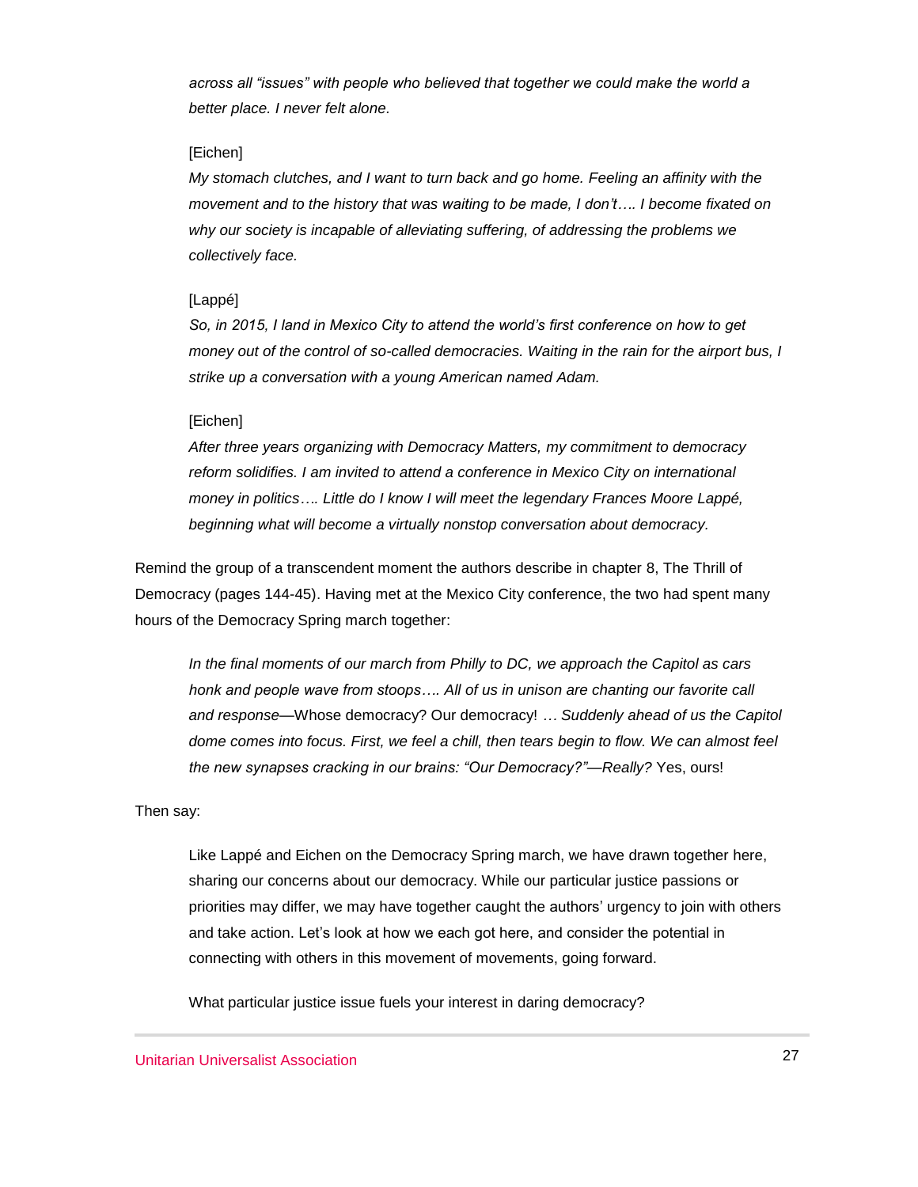*across all "issues" with people who believed that together we could make the world a better place. I never felt alone.*

[Eichen]

*My stomach clutches, and I want to turn back and go home. Feeling an affinity with the movement and to the history that was waiting to be made, I don't…. I become fixated on why our society is incapable of alleviating suffering, of addressing the problems we collectively face.*

[Lappé]

*So, in 2015, I land in Mexico City to attend the world's first conference on how to get money out of the control of so-called democracies. Waiting in the rain for the airport bus, I strike up a conversation with a young American named Adam.*

[Eichen]

*After three years organizing with Democracy Matters, my commitment to democracy reform solidifies. I am invited to attend a conference in Mexico City on international money in politics…. Little do I know I will meet the legendary Frances Moore Lappé, beginning what will become a virtually nonstop conversation about democracy.*

Remind the group of a transcendent moment the authors describe in chapter 8, The Thrill of Democracy (pages 144-45). Having met at the Mexico City conference, the two had spent many hours of the Democracy Spring march together:

> *In the final moments of our march from Philly to DC, we approach the Capitol as cars honk and people wave from stoops…. All of us in unison are chanting our favorite call and response*—Whose democracy? Our democracy! … *Suddenly ahead of us the Capitol dome comes into focus. First, we feel a chill, then tears begin to flow. We can almost feel the new synapses cracking in our brains: "Our Democracy?"—Really?* Yes, ours!

Then say:

> Like Lappé and Eichen on the Democracy Spring march, we have drawn together here, sharing our concerns about our democracy. While our particular justice passions or priorities may differ, we may have together caught the authors' urgency to join with others and take action. Let's look at how we each got here, and consider the potential in connecting with others in this movement of movements, going forward.
>
> What particular justice issue fuels your interest in daring democracy?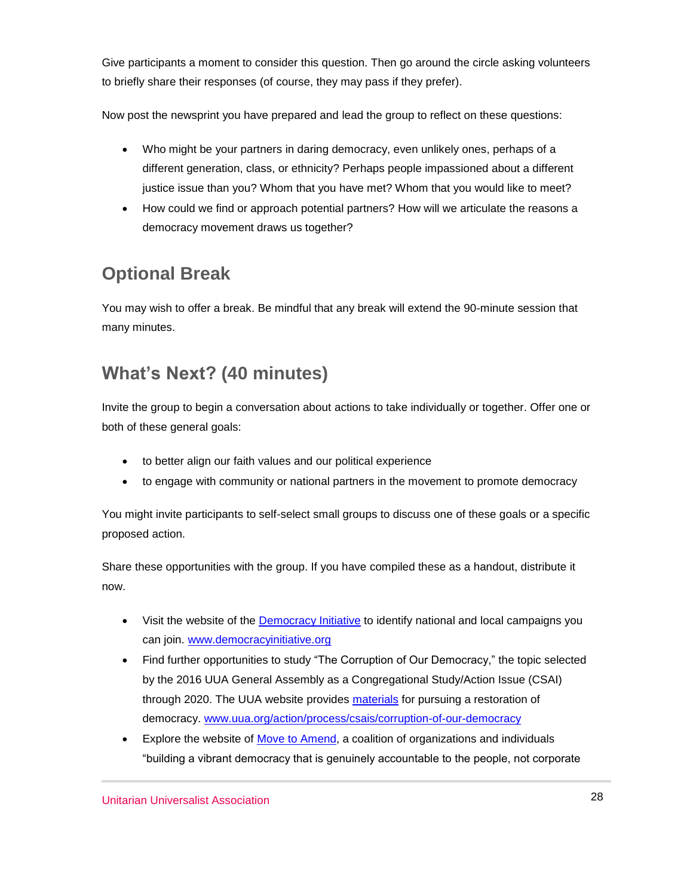Give participants a moment to consider this question. Then go around the circle asking volunteers to briefly share their responses (of course, they may pass if they prefer).

Now post the newsprint you have prepared and lead the group to reflect on these questions:

- Who might be your partners in daring democracy, even unlikely ones, perhaps of a different generation, class, or ethnicity? Perhaps people impassioned about a different justice issue than you? Whom that you have met? Whom that you would like to meet?
- How could we find or approach potential partners? How will we articulate the reasons a democracy movement draws us together?

## Optional Break

You may wish to offer a break. Be mindful that any break will extend the 90-minute session that many minutes.

## What's Next? (40 minutes)

Invite the group to begin a conversation about actions to take individually or together. Offer one or both of these general goals:

- to better align our faith values and our political experience
- to engage with community or national partners in the movement to promote democracy

You might invite participants to self-select small groups to discuss one of these goals or a specific proposed action.

Share these opportunities with the group. If you have compiled these as a handout, distribute it now.

- Visit the website of the Democracy Initiative to identify national and local campaigns you can join. www.democracyinitiative.org
- Find further opportunities to study "The Corruption of Our Democracy," the topic selected by the 2016 UUA General Assembly as a Congregational Study/Action Issue (CSAI) through 2020. The UUA website provides materials for pursuing a restoration of democracy. www.uua.org/action/process/csais/corruption-of-our-democracy
- Explore the website of Move to Amend, a coalition of organizations and individuals "building a vibrant democracy that is genuinely accountable to the people, not corporate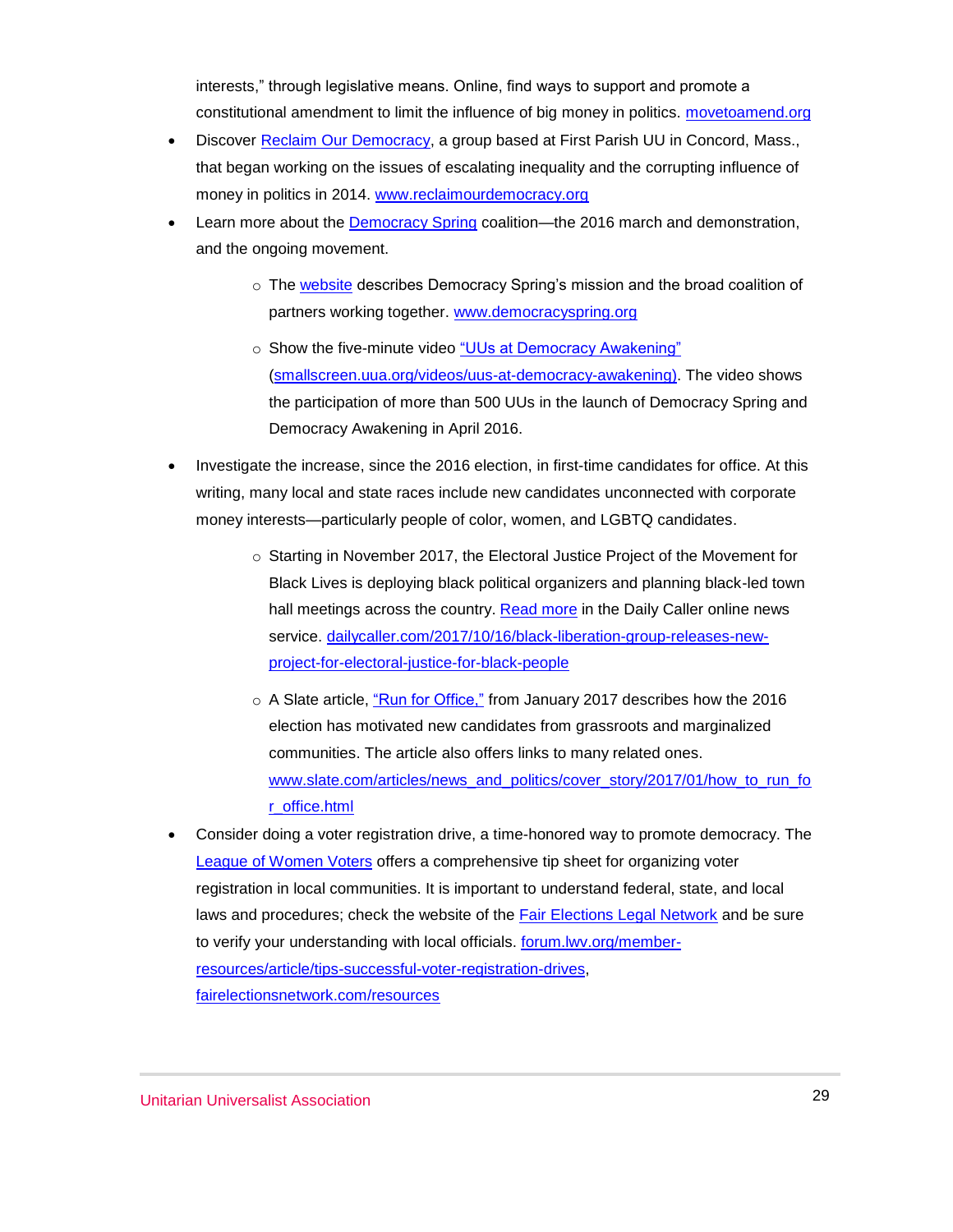interests," through legislative means. Online, find ways to support and promote a constitutional amendment to limit the influence of big money in politics. movetoamend.org

- Discover Reclaim Our Democracy, a group based at First Parish UU in Concord, Mass., that began working on the issues of escalating inequality and the corrupting influence of money in politics in 2014. www.reclaimourdemocracy.org
- Learn more about the Democracy Spring coalition—the 2016 march and demonstration, and the ongoing movement.
    - The website describes Democracy Spring's mission and the broad coalition of partners working together. www.democracyspring.org
    - Show the five-minute video "UUs at Democracy Awakening" (smallscreen.uua.org/videos/uus-at-democracy-awakening). The video shows the participation of more than 500 UUs in the launch of Democracy Spring and Democracy Awakening in April 2016.
- Investigate the increase, since the 2016 election, in first-time candidates for office. At this writing, many local and state races include new candidates unconnected with corporate money interests—particularly people of color, women, and LGBTQ candidates.
    - Starting in November 2017, the Electoral Justice Project of the Movement for Black Lives is deploying black political organizers and planning black-led town hall meetings across the country. Read more in the Daily Caller online news service. dailycaller.com/2017/10/16/black-liberation-group-releases-new-project-for-electoral-justice-for-black-people
    - A Slate article, "Run for Office," from January 2017 describes how the 2016 election has motivated new candidates from grassroots and marginalized communities. The article also offers links to many related ones. www.slate.com/articles/news_and_politics/cover_story/2017/01/how_to_run_for_office.html
- Consider doing a voter registration drive, a time-honored way to promote democracy. The League of Women Voters offers a comprehensive tip sheet for organizing voter registration in local communities. It is important to understand federal, state, and local laws and procedures; check the website of the Fair Elections Legal Network and be sure to verify your understanding with local officials. forum.lwv.org/member-resources/article/tips-successful-voter-registration-drives, fairelectionsnetwork.com/resources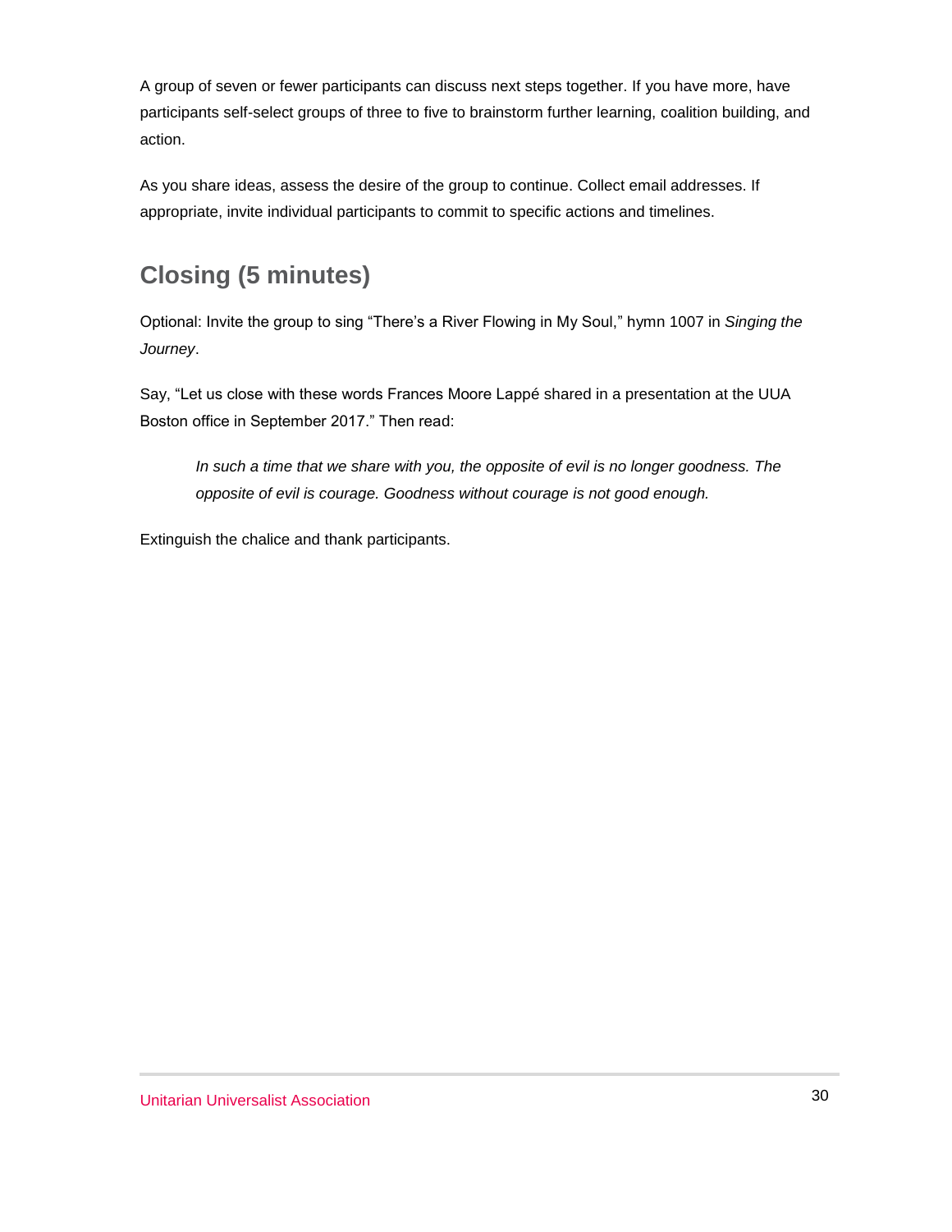A group of seven or fewer participants can discuss next steps together. If you have more, have participants self-select groups of three to five to brainstorm further learning, coalition building, and action.

As you share ideas, assess the desire of the group to continue. Collect email addresses. If appropriate, invite individual participants to commit to specific actions and timelines.

## Closing (5 minutes)

Optional: Invite the group to sing "There's a River Flowing in My Soul," hymn 1007 in *Singing the Journey*.

Say, "Let us close with these words Frances Moore Lappé shared in a presentation at the UUA Boston office in September 2017." Then read:

> *In such a time that we share with you, the opposite of evil is no longer goodness. The opposite of evil is courage. Goodness without courage is not good enough.*

Extinguish the chalice and thank participants.